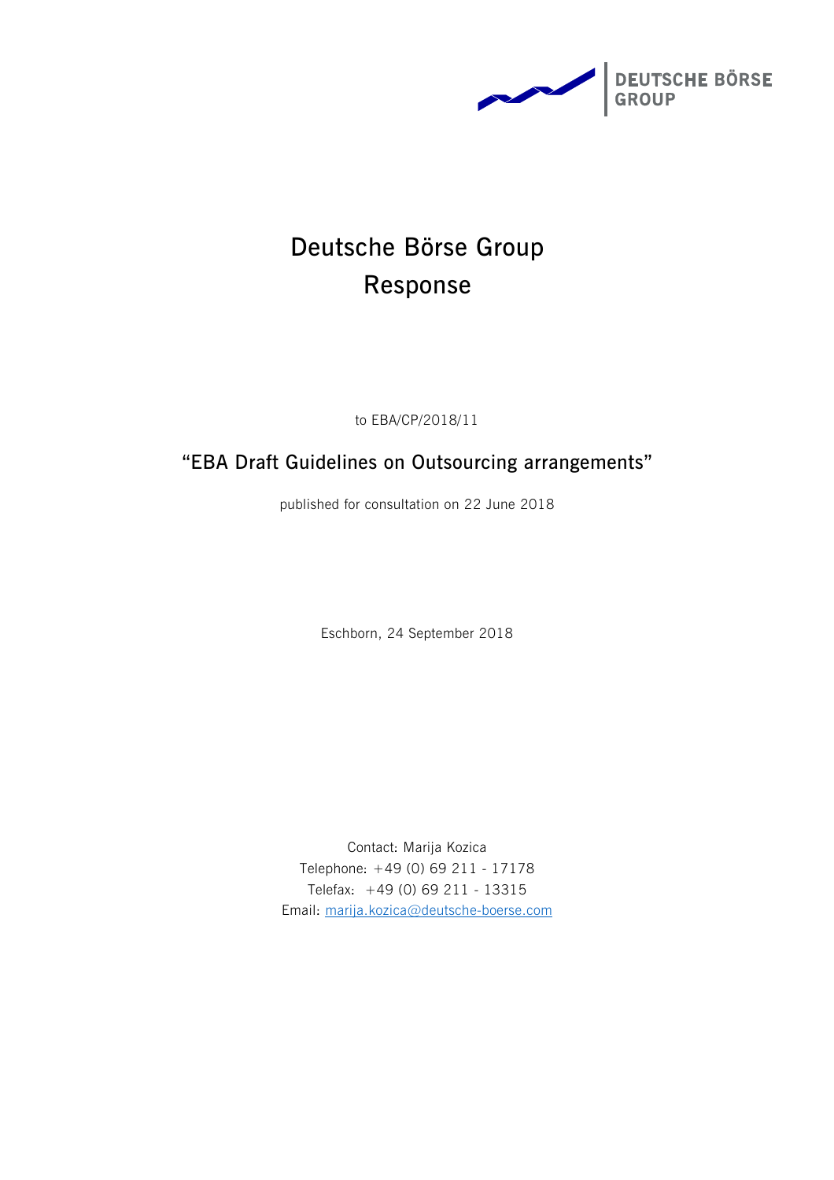DEUTSCHE BÖRSE GROUP

# Deutsche Börse Group Response

to EBA/CP/2018/11

## "EBA Draft Guidelines on Outsourcing arrangements"

published for consultation on 22 June 2018

Eschborn, 24 September 2018

Contact: Marija Kozica
Telephone: +49 (0) 69 211 - 17178
Telefax: +49 (0) 69 211 - 13315
Email: marija.kozica@deutsche-boerse.com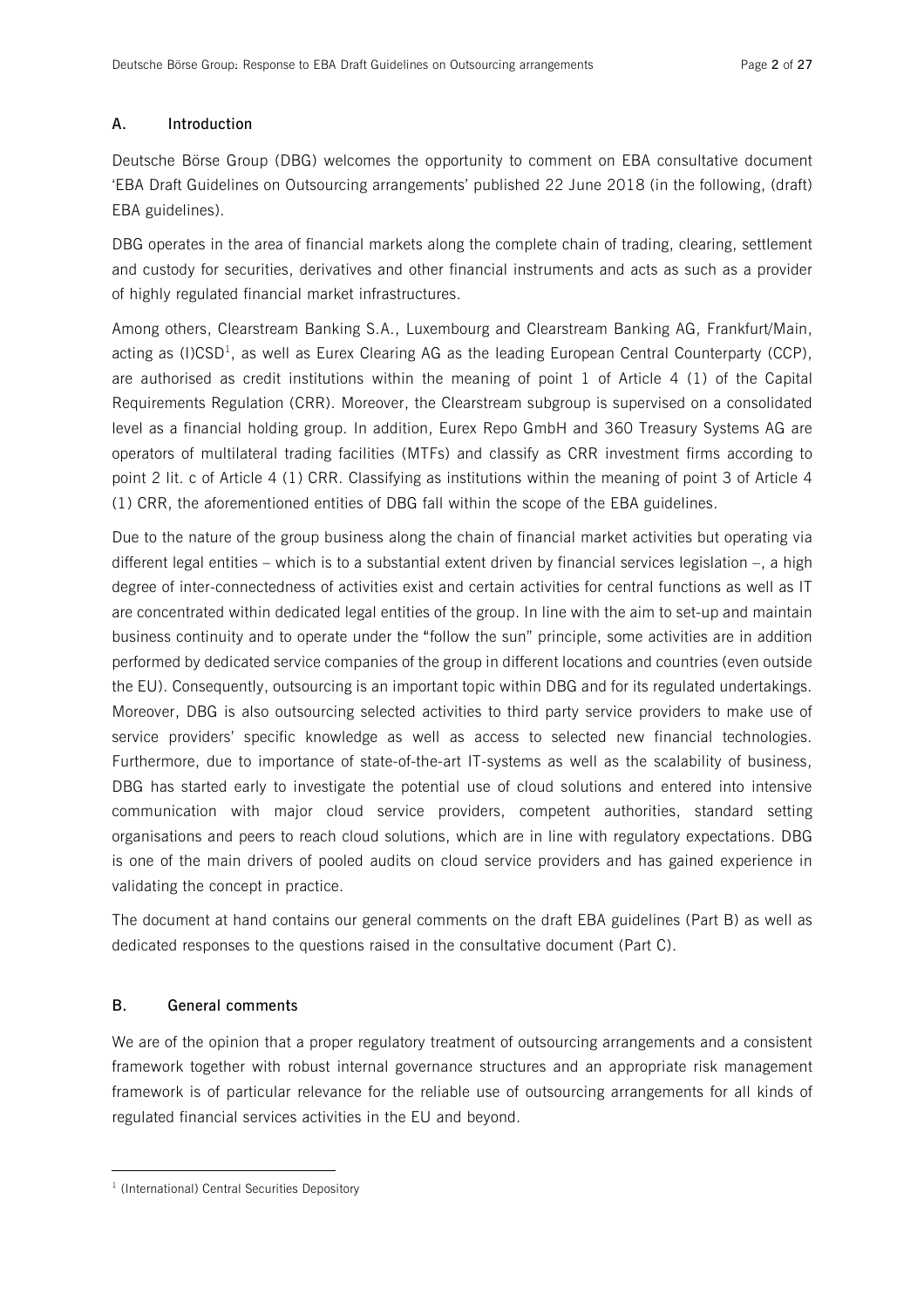## A. Introduction

Deutsche Börse Group (DBG) welcomes the opportunity to comment on EBA consultative document 'EBA Draft Guidelines on Outsourcing arrangements' published 22 June 2018 (in the following, (draft) EBA guidelines).

DBG operates in the area of financial markets along the complete chain of trading, clearing, settlement and custody for securities, derivatives and other financial instruments and acts as such as a provider of highly regulated financial market infrastructures.

Among others, Clearstream Banking S.A., Luxembourg and Clearstream Banking AG, Frankfurt/Main, acting as (I)CSD[1], as well as Eurex Clearing AG as the leading European Central Counterparty (CCP), are authorised as credit institutions within the meaning of point 1 of Article 4 (1) of the Capital Requirements Regulation (CRR). Moreover, the Clearstream subgroup is supervised on a consolidated level as a financial holding group. In addition, Eurex Repo GmbH and 360 Treasury Systems AG are operators of multilateral trading facilities (MTFs) and classify as CRR investment firms according to point 2 lit. c of Article 4 (1) CRR. Classifying as institutions within the meaning of point 3 of Article 4 (1) CRR, the aforementioned entities of DBG fall within the scope of the EBA guidelines.

Due to the nature of the group business along the chain of financial market activities but operating via different legal entities – which is to a substantial extent driven by financial services legislation –, a high degree of inter-connectedness of activities exist and certain activities for central functions as well as IT are concentrated within dedicated legal entities of the group. In line with the aim to set-up and maintain business continuity and to operate under the "follow the sun" principle, some activities are in addition performed by dedicated service companies of the group in different locations and countries (even outside the EU). Consequently, outsourcing is an important topic within DBG and for its regulated undertakings. Moreover, DBG is also outsourcing selected activities to third party service providers to make use of service providers' specific knowledge as well as access to selected new financial technologies. Furthermore, due to importance of state-of-the-art IT-systems as well as the scalability of business, DBG has started early to investigate the potential use of cloud solutions and entered into intensive communication with major cloud service providers, competent authorities, standard setting organisations and peers to reach cloud solutions, which are in line with regulatory expectations. DBG is one of the main drivers of pooled audits on cloud service providers and has gained experience in validating the concept in practice.

The document at hand contains our general comments on the draft EBA guidelines (Part B) as well as dedicated responses to the questions raised in the consultative document (Part C).

## B. General comments

We are of the opinion that a proper regulatory treatment of outsourcing arrangements and a consistent framework together with robust internal governance structures and an appropriate risk management framework is of particular relevance for the reliable use of outsourcing arrangements for all kinds of regulated financial services activities in the EU and beyond.

[1] (International) Central Securities Depository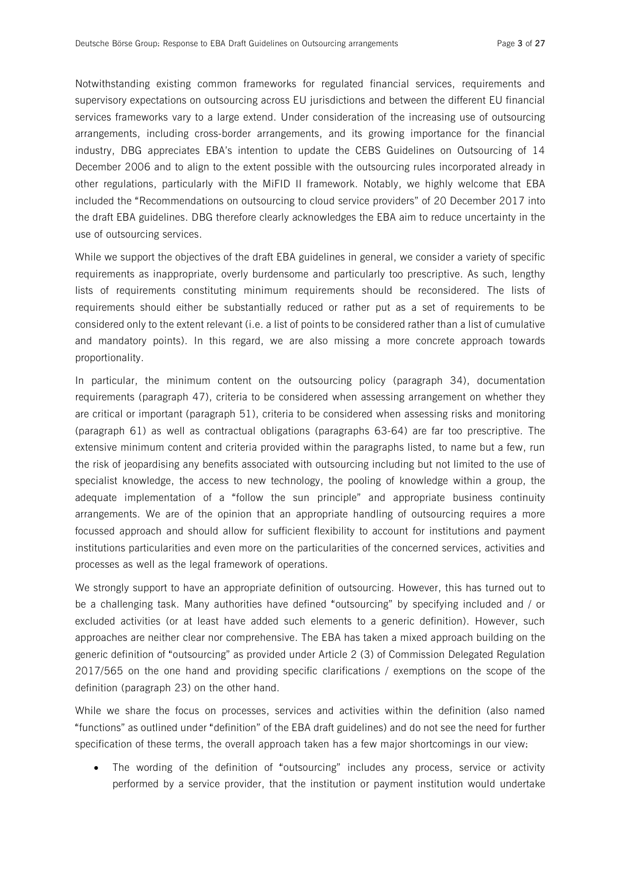Notwithstanding existing common frameworks for regulated financial services, requirements and supervisory expectations on outsourcing across EU jurisdictions and between the different EU financial services frameworks vary to a large extend. Under consideration of the increasing use of outsourcing arrangements, including cross-border arrangements, and its growing importance for the financial industry, DBG appreciates EBA's intention to update the CEBS Guidelines on Outsourcing of 14 December 2006 and to align to the extent possible with the outsourcing rules incorporated already in other regulations, particularly with the MiFID II framework. Notably, we highly welcome that EBA included the "Recommendations on outsourcing to cloud service providers" of 20 December 2017 into the draft EBA guidelines. DBG therefore clearly acknowledges the EBA aim to reduce uncertainty in the use of outsourcing services.

While we support the objectives of the draft EBA guidelines in general, we consider a variety of specific requirements as inappropriate, overly burdensome and particularly too prescriptive. As such, lengthy lists of requirements constituting minimum requirements should be reconsidered. The lists of requirements should either be substantially reduced or rather put as a set of requirements to be considered only to the extent relevant (i.e. a list of points to be considered rather than a list of cumulative and mandatory points). In this regard, we are also missing a more concrete approach towards proportionality.

In particular, the minimum content on the outsourcing policy (paragraph 34), documentation requirements (paragraph 47), criteria to be considered when assessing arrangement on whether they are critical or important (paragraph 51), criteria to be considered when assessing risks and monitoring (paragraph 61) as well as contractual obligations (paragraphs 63-64) are far too prescriptive. The extensive minimum content and criteria provided within the paragraphs listed, to name but a few, run the risk of jeopardising any benefits associated with outsourcing including but not limited to the use of specialist knowledge, the access to new technology, the pooling of knowledge within a group, the adequate implementation of a "follow the sun principle" and appropriate business continuity arrangements. We are of the opinion that an appropriate handling of outsourcing requires a more focussed approach and should allow for sufficient flexibility to account for institutions and payment institutions particularities and even more on the particularities of the concerned services, activities and processes as well as the legal framework of operations.

We strongly support to have an appropriate definition of outsourcing. However, this has turned out to be a challenging task. Many authorities have defined "outsourcing" by specifying included and / or excluded activities (or at least have added such elements to a generic definition). However, such approaches are neither clear nor comprehensive. The EBA has taken a mixed approach building on the generic definition of "outsourcing" as provided under Article 2 (3) of Commission Delegated Regulation 2017/565 on the one hand and providing specific clarifications / exemptions on the scope of the definition (paragraph 23) on the other hand.

While we share the focus on processes, services and activities within the definition (also named "functions" as outlined under "definition" of the EBA draft guidelines) and do not see the need for further specification of these terms, the overall approach taken has a few major shortcomings in our view:

- The wording of the definition of "outsourcing" includes any process, service or activity performed by a service provider, that the institution or payment institution would undertake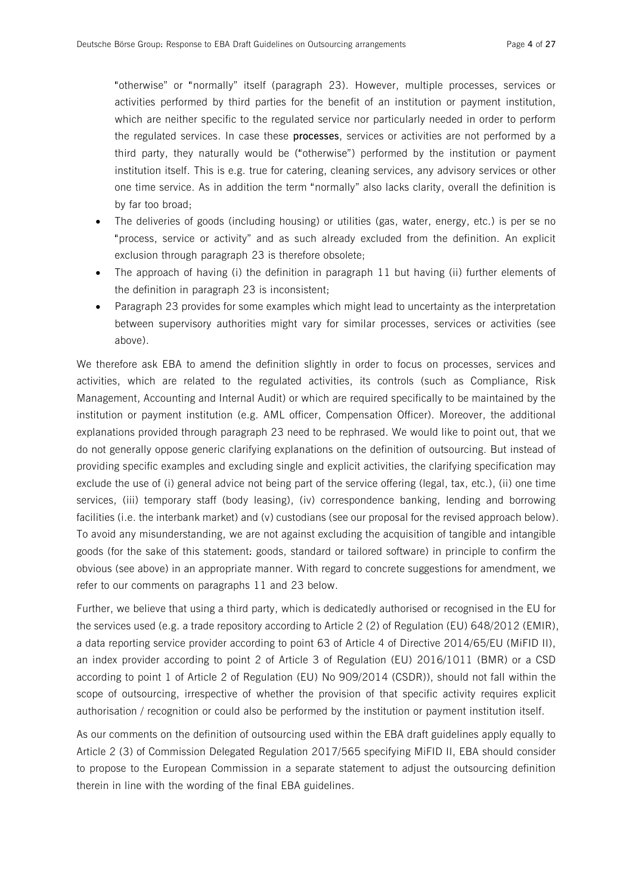"otherwise" or "normally" itself (paragraph 23). However, multiple processes, services or activities performed by third parties for the benefit of an institution or payment institution, which are neither specific to the regulated service nor particularly needed in order to perform the regulated services. In case these **processes**, services or activities are not performed by a third party, they naturally would be ("otherwise") performed by the institution or payment institution itself. This is e.g. true for catering, cleaning services, any advisory services or other one time service. As in addition the term "normally" also lacks clarity, overall the definition is by far too broad;

- The deliveries of goods (including housing) or utilities (gas, water, energy, etc.) is per se no "process, service or activity" and as such already excluded from the definition. An explicit exclusion through paragraph 23 is therefore obsolete;
- The approach of having (i) the definition in paragraph 11 but having (ii) further elements of the definition in paragraph 23 is inconsistent;
- Paragraph 23 provides for some examples which might lead to uncertainty as the interpretation between supervisory authorities might vary for similar processes, services or activities (see above).

We therefore ask EBA to amend the definition slightly in order to focus on processes, services and activities, which are related to the regulated activities, its controls (such as Compliance, Risk Management, Accounting and Internal Audit) or which are required specifically to be maintained by the institution or payment institution (e.g. AML officer, Compensation Officer). Moreover, the additional explanations provided through paragraph 23 need to be rephrased. We would like to point out, that we do not generally oppose generic clarifying explanations on the definition of outsourcing. But instead of providing specific examples and excluding single and explicit activities, the clarifying specification may exclude the use of (i) general advice not being part of the service offering (legal, tax, etc.), (ii) one time services, (iii) temporary staff (body leasing), (iv) correspondence banking, lending and borrowing facilities (i.e. the interbank market) and (v) custodians (see our proposal for the revised approach below). To avoid any misunderstanding, we are not against excluding the acquisition of tangible and intangible goods (for the sake of this statement: goods, standard or tailored software) in principle to confirm the obvious (see above) in an appropriate manner. With regard to concrete suggestions for amendment, we refer to our comments on paragraphs 11 and 23 below.

Further, we believe that using a third party, which is dedicatedly authorised or recognised in the EU for the services used (e.g. a trade repository according to Article 2 (2) of Regulation (EU) 648/2012 (EMIR), a data reporting service provider according to point 63 of Article 4 of Directive 2014/65/EU (MiFID II), an index provider according to point 2 of Article 3 of Regulation (EU) 2016/1011 (BMR) or a CSD according to point 1 of Article 2 of Regulation (EU) No 909/2014 (CSDR)), should not fall within the scope of outsourcing, irrespective of whether the provision of that specific activity requires explicit authorisation / recognition or could also be performed by the institution or payment institution itself.

As our comments on the definition of outsourcing used within the EBA draft guidelines apply equally to Article 2 (3) of Commission Delegated Regulation 2017/565 specifying MiFID II, EBA should consider to propose to the European Commission in a separate statement to adjust the outsourcing definition therein in line with the wording of the final EBA guidelines.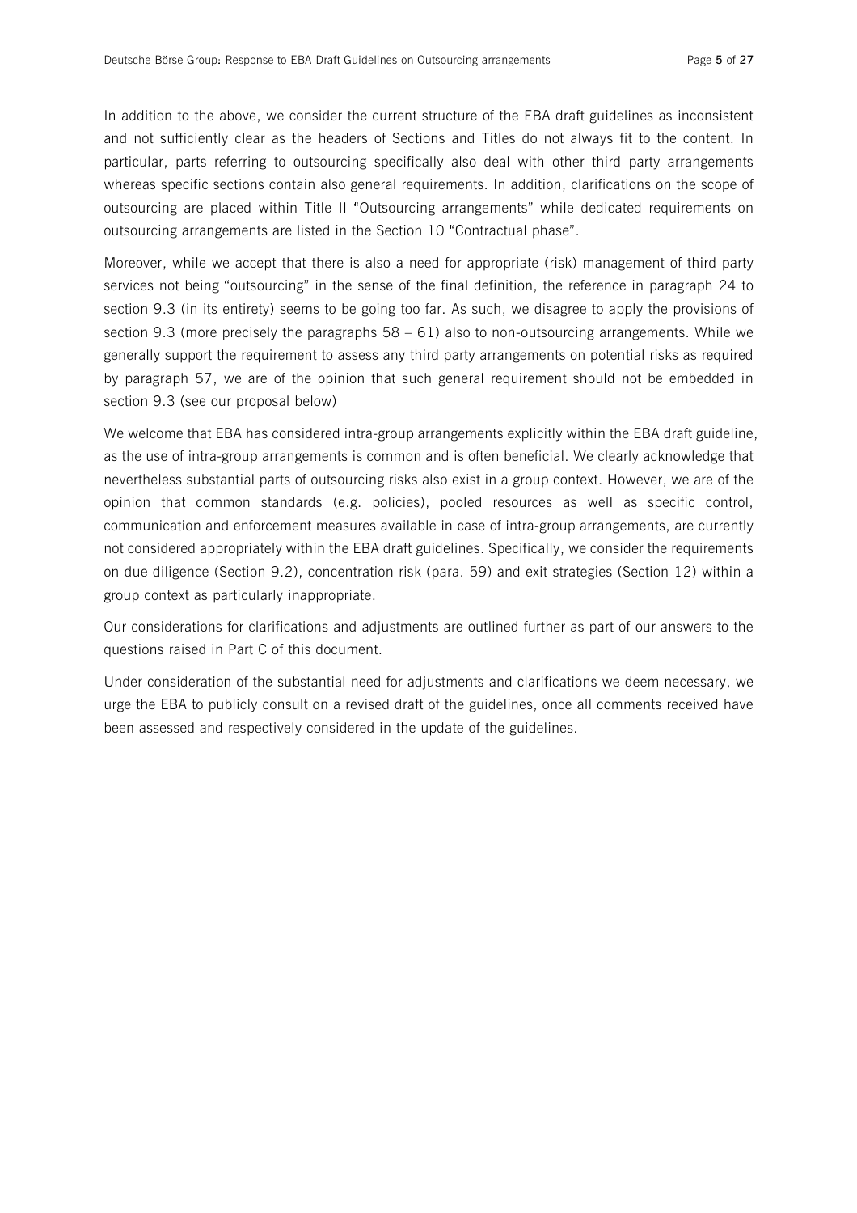In addition to the above, we consider the current structure of the EBA draft guidelines as inconsistent and not sufficiently clear as the headers of Sections and Titles do not always fit to the content. In particular, parts referring to outsourcing specifically also deal with other third party arrangements whereas specific sections contain also general requirements. In addition, clarifications on the scope of outsourcing are placed within Title II "Outsourcing arrangements" while dedicated requirements on outsourcing arrangements are listed in the Section 10 "Contractual phase".

Moreover, while we accept that there is also a need for appropriate (risk) management of third party services not being "outsourcing" in the sense of the final definition, the reference in paragraph 24 to section 9.3 (in its entirety) seems to be going too far. As such, we disagree to apply the provisions of section 9.3 (more precisely the paragraphs 58 – 61) also to non-outsourcing arrangements. While we generally support the requirement to assess any third party arrangements on potential risks as required by paragraph 57, we are of the opinion that such general requirement should not be embedded in section 9.3 (see our proposal below)

We welcome that EBA has considered intra-group arrangements explicitly within the EBA draft guideline, as the use of intra-group arrangements is common and is often beneficial. We clearly acknowledge that nevertheless substantial parts of outsourcing risks also exist in a group context. However, we are of the opinion that common standards (e.g. policies), pooled resources as well as specific control, communication and enforcement measures available in case of intra-group arrangements, are currently not considered appropriately within the EBA draft guidelines. Specifically, we consider the requirements on due diligence (Section 9.2), concentration risk (para. 59) and exit strategies (Section 12) within a group context as particularly inappropriate.

Our considerations for clarifications and adjustments are outlined further as part of our answers to the questions raised in Part C of this document.

Under consideration of the substantial need for adjustments and clarifications we deem necessary, we urge the EBA to publicly consult on a revised draft of the guidelines, once all comments received have been assessed and respectively considered in the update of the guidelines.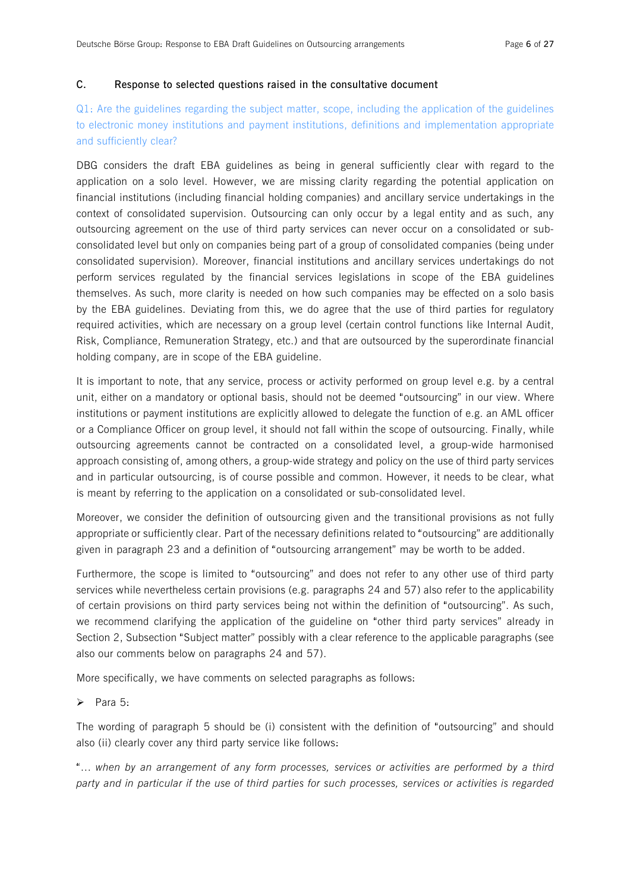## C. Response to selected questions raised in the consultative document

Q1: Are the guidelines regarding the subject matter, scope, including the application of the guidelines to electronic money institutions and payment institutions, definitions and implementation appropriate and sufficiently clear?

DBG considers the draft EBA guidelines as being in general sufficiently clear with regard to the application on a solo level. However, we are missing clarity regarding the potential application on financial institutions (including financial holding companies) and ancillary service undertakings in the context of consolidated supervision. Outsourcing can only occur by a legal entity and as such, any outsourcing agreement on the use of third party services can never occur on a consolidated or sub-consolidated level but only on companies being part of a group of consolidated companies (being under consolidated supervision). Moreover, financial institutions and ancillary services undertakings do not perform services regulated by the financial services legislations in scope of the EBA guidelines themselves. As such, more clarity is needed on how such companies may be effected on a solo basis by the EBA guidelines. Deviating from this, we do agree that the use of third parties for regulatory required activities, which are necessary on a group level (certain control functions like Internal Audit, Risk, Compliance, Remuneration Strategy, etc.) and that are outsourced by the superordinate financial holding company, are in scope of the EBA guideline.

It is important to note, that any service, process or activity performed on group level e.g. by a central unit, either on a mandatory or optional basis, should not be deemed "outsourcing" in our view. Where institutions or payment institutions are explicitly allowed to delegate the function of e.g. an AML officer or a Compliance Officer on group level, it should not fall within the scope of outsourcing. Finally, while outsourcing agreements cannot be contracted on a consolidated level, a group-wide harmonised approach consisting of, among others, a group-wide strategy and policy on the use of third party services and in particular outsourcing, is of course possible and common. However, it needs to be clear, what is meant by referring to the application on a consolidated or sub-consolidated level.

Moreover, we consider the definition of outsourcing given and the transitional provisions as not fully appropriate or sufficiently clear. Part of the necessary definitions related to "outsourcing" are additionally given in paragraph 23 and a definition of "outsourcing arrangement" may be worth to be added.

Furthermore, the scope is limited to "outsourcing" and does not refer to any other use of third party services while nevertheless certain provisions (e.g. paragraphs 24 and 57) also refer to the applicability of certain provisions on third party services being not within the definition of "outsourcing". As such, we recommend clarifying the application of the guideline on "other third party services" already in Section 2, Subsection "Subject matter" possibly with a clear reference to the applicable paragraphs (see also our comments below on paragraphs 24 and 57).

More specifically, we have comments on selected paragraphs as follows:

- Para 5:

The wording of paragraph 5 should be (i) consistent with the definition of "outsourcing" and should also (ii) clearly cover any third party service like follows:

"*… when by an arrangement of any form processes, services or activities are performed by a third party and in particular if the use of third parties for such processes, services or activities is regarded*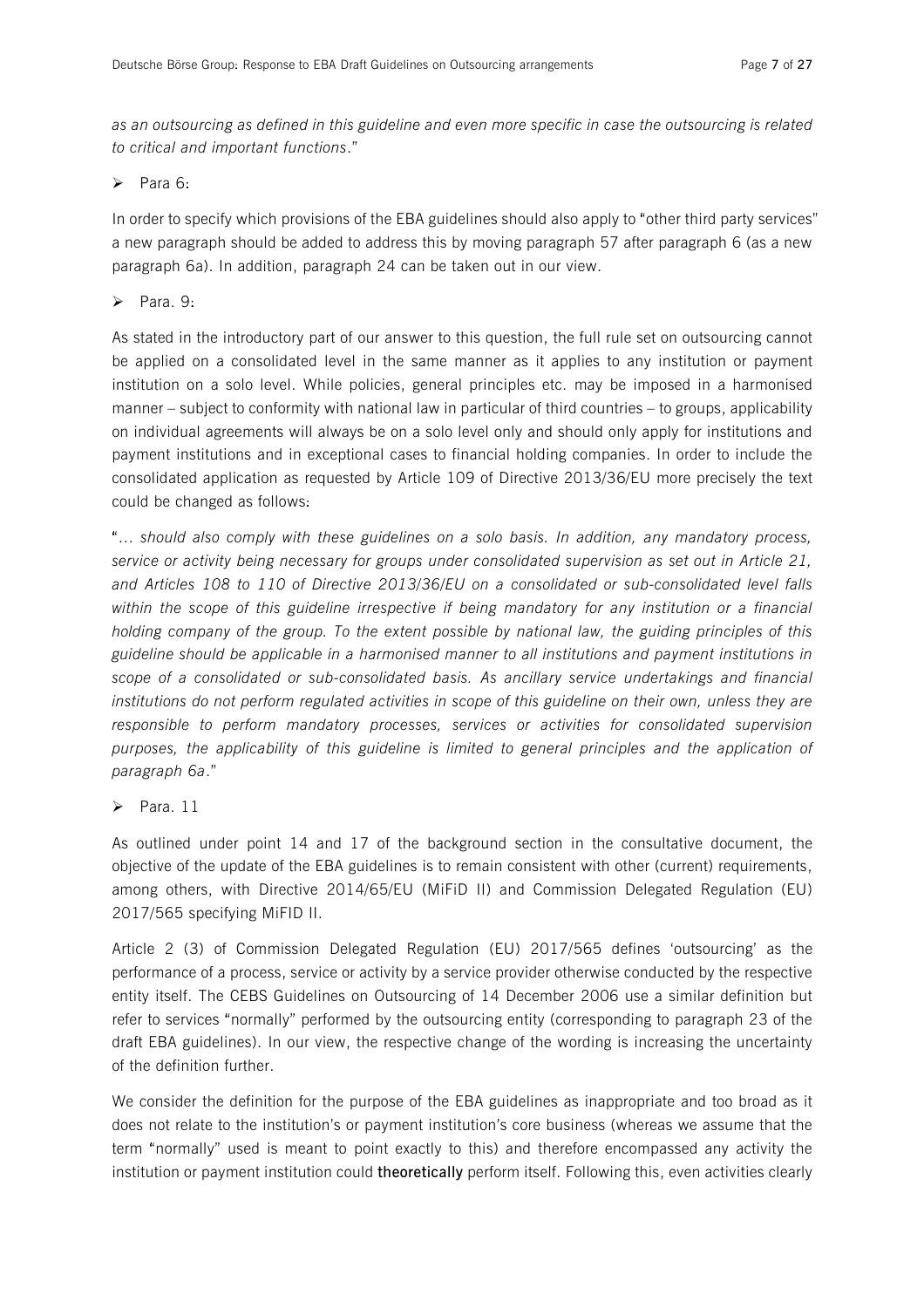*as an outsourcing as defined in this guideline and even more specific in case the outsourcing is related to critical and important functions*."

- Para 6:

In order to specify which provisions of the EBA guidelines should also apply to "other third party services" a new paragraph should be added to address this by moving paragraph 57 after paragraph 6 (as a new paragraph 6a). In addition, paragraph 24 can be taken out in our view.

- Para. 9:

As stated in the introductory part of our answer to this question, the full rule set on outsourcing cannot be applied on a consolidated level in the same manner as it applies to any institution or payment institution on a solo level. While policies, general principles etc. may be imposed in a harmonised manner – subject to conformity with national law in particular of third countries – to groups, applicability on individual agreements will always be on a solo level only and should only apply for institutions and payment institutions and in exceptional cases to financial holding companies. In order to include the consolidated application as requested by Article 109 of Directive 2013/36/EU more precisely the text could be changed as follows:

"*... should also comply with these guidelines on a solo basis. In addition, any mandatory process, service or activity being necessary for groups under consolidated supervision as set out in Article 21, and Articles 108 to 110 of Directive 2013/36/EU on a consolidated or sub-consolidated level falls within the scope of this guideline irrespective if being mandatory for any institution or a financial holding company of the group. To the extent possible by national law, the guiding principles of this guideline should be applicable in a harmonised manner to all institutions and payment institutions in scope of a consolidated or sub-consolidated basis. As ancillary service undertakings and financial institutions do not perform regulated activities in scope of this guideline on their own, unless they are responsible to perform mandatory processes, services or activities for consolidated supervision purposes, the applicability of this guideline is limited to general principles and the application of paragraph 6a*."

- Para. 11

As outlined under point 14 and 17 of the background section in the consultative document, the objective of the update of the EBA guidelines is to remain consistent with other (current) requirements, among others, with Directive 2014/65/EU (MiFID II) and Commission Delegated Regulation (EU) 2017/565 specifying MiFID II.

Article 2 (3) of Commission Delegated Regulation (EU) 2017/565 defines 'outsourcing' as the performance of a process, service or activity by a service provider otherwise conducted by the respective entity itself. The CEBS Guidelines on Outsourcing of 14 December 2006 use a similar definition but refer to services "normally" performed by the outsourcing entity (corresponding to paragraph 23 of the draft EBA guidelines). In our view, the respective change of the wording is increasing the uncertainty of the definition further.

We consider the definition for the purpose of the EBA guidelines as inappropriate and too broad as it does not relate to the institution's or payment institution's core business (whereas we assume that the term "normally" used is meant to point exactly to this) and therefore encompassed any activity the institution or payment institution could **theoretically** perform itself. Following this, even activities clearly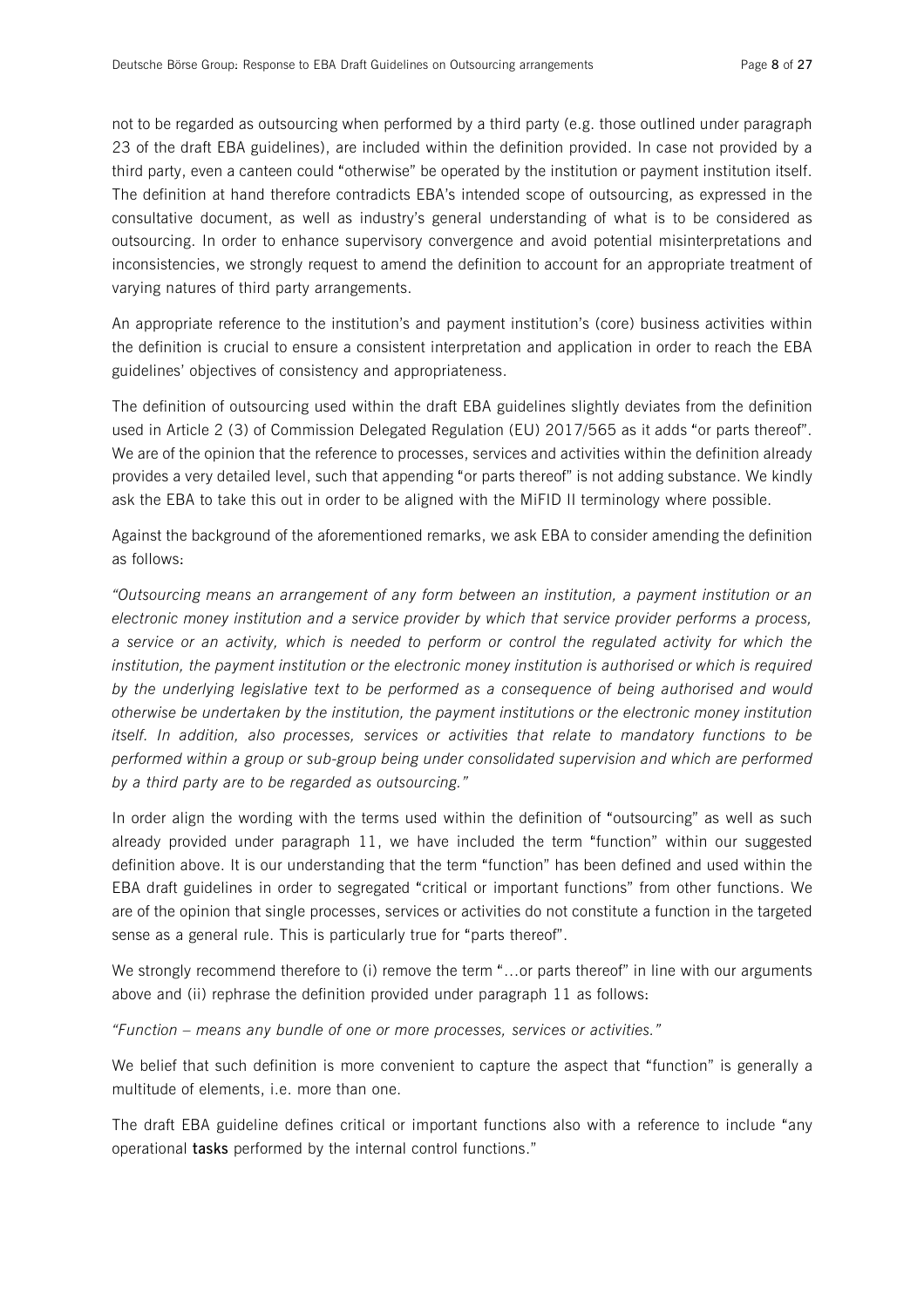not to be regarded as outsourcing when performed by a third party (e.g. those outlined under paragraph 23 of the draft EBA guidelines), are included within the definition provided. In case not provided by a third party, even a canteen could "otherwise" be operated by the institution or payment institution itself. The definition at hand therefore contradicts EBA's intended scope of outsourcing, as expressed in the consultative document, as well as industry's general understanding of what is to be considered as outsourcing. In order to enhance supervisory convergence and avoid potential misinterpretations and inconsistencies, we strongly request to amend the definition to account for an appropriate treatment of varying natures of third party arrangements.

An appropriate reference to the institution's and payment institution's (core) business activities within the definition is crucial to ensure a consistent interpretation and application in order to reach the EBA guidelines' objectives of consistency and appropriateness.

The definition of outsourcing used within the draft EBA guidelines slightly deviates from the definition used in Article 2 (3) of Commission Delegated Regulation (EU) 2017/565 as it adds "or parts thereof". We are of the opinion that the reference to processes, services and activities within the definition already provides a very detailed level, such that appending "or parts thereof" is not adding substance. We kindly ask the EBA to take this out in order to be aligned with the MiFID II terminology where possible.

Against the background of the aforementioned remarks, we ask EBA to consider amending the definition as follows:

*"Outsourcing means an arrangement of any form between an institution, a payment institution or an electronic money institution and a service provider by which that service provider performs a process, a service or an activity, which is needed to perform or control the regulated activity for which the institution, the payment institution or the electronic money institution is authorised or which is required by the underlying legislative text to be performed as a consequence of being authorised and would otherwise be undertaken by the institution, the payment institutions or the electronic money institution itself. In addition, also processes, services or activities that relate to mandatory functions to be performed within a group or sub-group being under consolidated supervision and which are performed by a third party are to be regarded as outsourcing."*

In order align the wording with the terms used within the definition of "outsourcing" as well as such already provided under paragraph 11, we have included the term "function" within our suggested definition above. It is our understanding that the term "function" has been defined and used within the EBA draft guidelines in order to segregated "critical or important functions" from other functions. We are of the opinion that single processes, services or activities do not constitute a function in the targeted sense as a general rule. This is particularly true for "parts thereof".

We strongly recommend therefore to (i) remove the term "…or parts thereof" in line with our arguments above and (ii) rephrase the definition provided under paragraph 11 as follows:

*"Function – means any bundle of one or more processes, services or activities."*

We belief that such definition is more convenient to capture the aspect that "function" is generally a multitude of elements, i.e. more than one.

The draft EBA guideline defines critical or important functions also with a reference to include "any operational **tasks** performed by the internal control functions."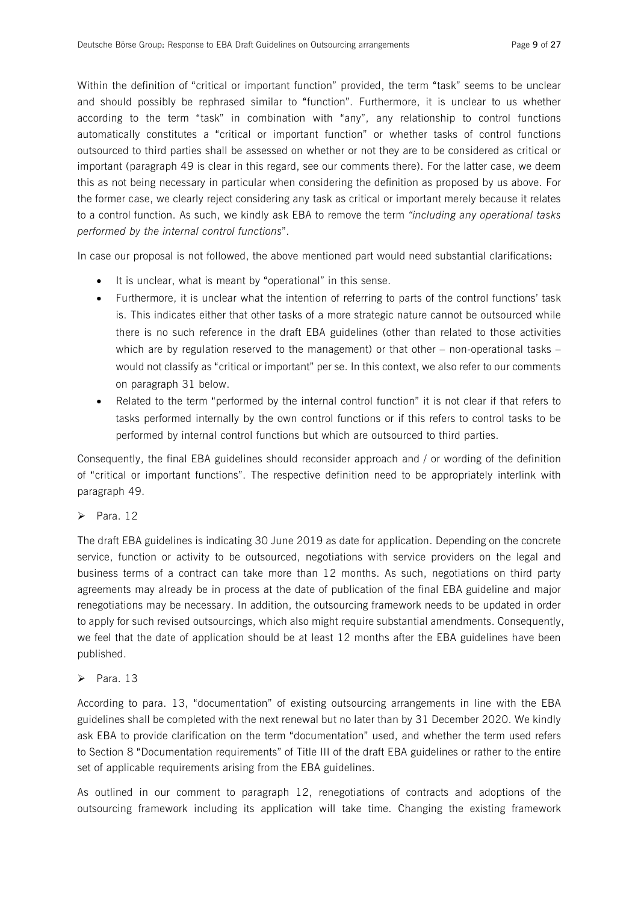Within the definition of "critical or important function" provided, the term "task" seems to be unclear and should possibly be rephrased similar to "function". Furthermore, it is unclear to us whether according to the term "task" in combination with "any", any relationship to control functions automatically constitutes a "critical or important function" or whether tasks of control functions outsourced to third parties shall be assessed on whether or not they are to be considered as critical or important (paragraph 49 is clear in this regard, see our comments there). For the latter case, we deem this as not being necessary in particular when considering the definition as proposed by us above. For the former case, we clearly reject considering any task as critical or important merely because it relates to a control function. As such, we kindly ask EBA to remove the term *"including any operational tasks performed by the internal control functions*".

In case our proposal is not followed, the above mentioned part would need substantial clarifications:

- It is unclear, what is meant by "operational" in this sense.
- Furthermore, it is unclear what the intention of referring to parts of the control functions' task is. This indicates either that other tasks of a more strategic nature cannot be outsourced while there is no such reference in the draft EBA guidelines (other than related to those activities which are by regulation reserved to the management) or that other – non-operational tasks – would not classify as "critical or important" per se. In this context, we also refer to our comments on paragraph 31 below.
- Related to the term "performed by the internal control function" it is not clear if that refers to tasks performed internally by the own control functions or if this refers to control tasks to be performed by internal control functions but which are outsourced to third parties.

Consequently, the final EBA guidelines should reconsider approach and / or wording of the definition of "critical or important functions". The respective definition need to be appropriately interlink with paragraph 49.

- Para. 12

The draft EBA guidelines is indicating 30 June 2019 as date for application. Depending on the concrete service, function or activity to be outsourced, negotiations with service providers on the legal and business terms of a contract can take more than 12 months. As such, negotiations on third party agreements may already be in process at the date of publication of the final EBA guideline and major renegotiations may be necessary. In addition, the outsourcing framework needs to be updated in order to apply for such revised outsourcings, which also might require substantial amendments. Consequently, we feel that the date of application should be at least 12 months after the EBA guidelines have been published.

- Para. 13

According to para. 13, "documentation" of existing outsourcing arrangements in line with the EBA guidelines shall be completed with the next renewal but no later than by 31 December 2020. We kindly ask EBA to provide clarification on the term "documentation" used, and whether the term used refers to Section 8 "Documentation requirements" of Title III of the draft EBA guidelines or rather to the entire set of applicable requirements arising from the EBA guidelines.

As outlined in our comment to paragraph 12, renegotiations of contracts and adoptions of the outsourcing framework including its application will take time. Changing the existing framework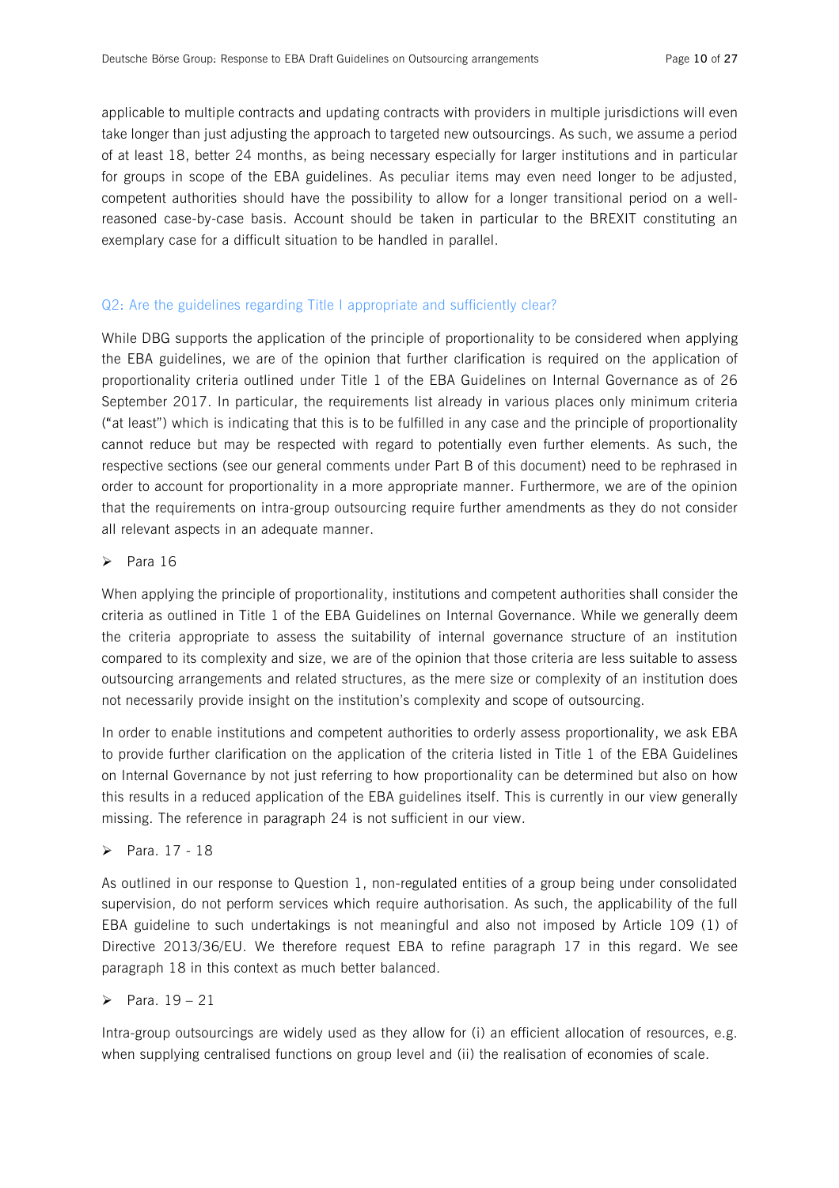applicable to multiple contracts and updating contracts with providers in multiple jurisdictions will even take longer than just adjusting the approach to targeted new outsourcings. As such, we assume a period of at least 18, better 24 months, as being necessary especially for larger institutions and in particular for groups in scope of the EBA guidelines. As peculiar items may even need longer to be adjusted, competent authorities should have the possibility to allow for a longer transitional period on a well-reasoned case-by-case basis. Account should be taken in particular to the BREXIT constituting an exemplary case for a difficult situation to be handled in parallel.

### Q2: Are the guidelines regarding Title I appropriate and sufficiently clear?

While DBG supports the application of the principle of proportionality to be considered when applying the EBA guidelines, we are of the opinion that further clarification is required on the application of proportionality criteria outlined under Title 1 of the EBA Guidelines on Internal Governance as of 26 September 2017. In particular, the requirements list already in various places only minimum criteria ("at least") which is indicating that this is to be fulfilled in any case and the principle of proportionality cannot reduce but may be respected with regard to potentially even further elements. As such, the respective sections (see our general comments under Part B of this document) need to be rephrased in order to account for proportionality in a more appropriate manner. Furthermore, we are of the opinion that the requirements on intra-group outsourcing require further amendments as they do not consider all relevant aspects in an adequate manner.

- Para 16

When applying the principle of proportionality, institutions and competent authorities shall consider the criteria as outlined in Title 1 of the EBA Guidelines on Internal Governance. While we generally deem the criteria appropriate to assess the suitability of internal governance structure of an institution compared to its complexity and size, we are of the opinion that those criteria are less suitable to assess outsourcing arrangements and related structures, as the mere size or complexity of an institution does not necessarily provide insight on the institution's complexity and scope of outsourcing.

In order to enable institutions and competent authorities to orderly assess proportionality, we ask EBA to provide further clarification on the application of the criteria listed in Title 1 of the EBA Guidelines on Internal Governance by not just referring to how proportionality can be determined but also on how this results in a reduced application of the EBA guidelines itself. This is currently in our view generally missing. The reference in paragraph 24 is not sufficient in our view.

- Para. 17 - 18

As outlined in our response to Question 1, non-regulated entities of a group being under consolidated supervision, do not perform services which require authorisation. As such, the applicability of the full EBA guideline to such undertakings is not meaningful and also not imposed by Article 109 (1) of Directive 2013/36/EU. We therefore request EBA to refine paragraph 17 in this regard. We see paragraph 18 in this context as much better balanced.

- Para. 19 – 21

Intra-group outsourcings are widely used as they allow for (i) an efficient allocation of resources, e.g. when supplying centralised functions on group level and (ii) the realisation of economies of scale.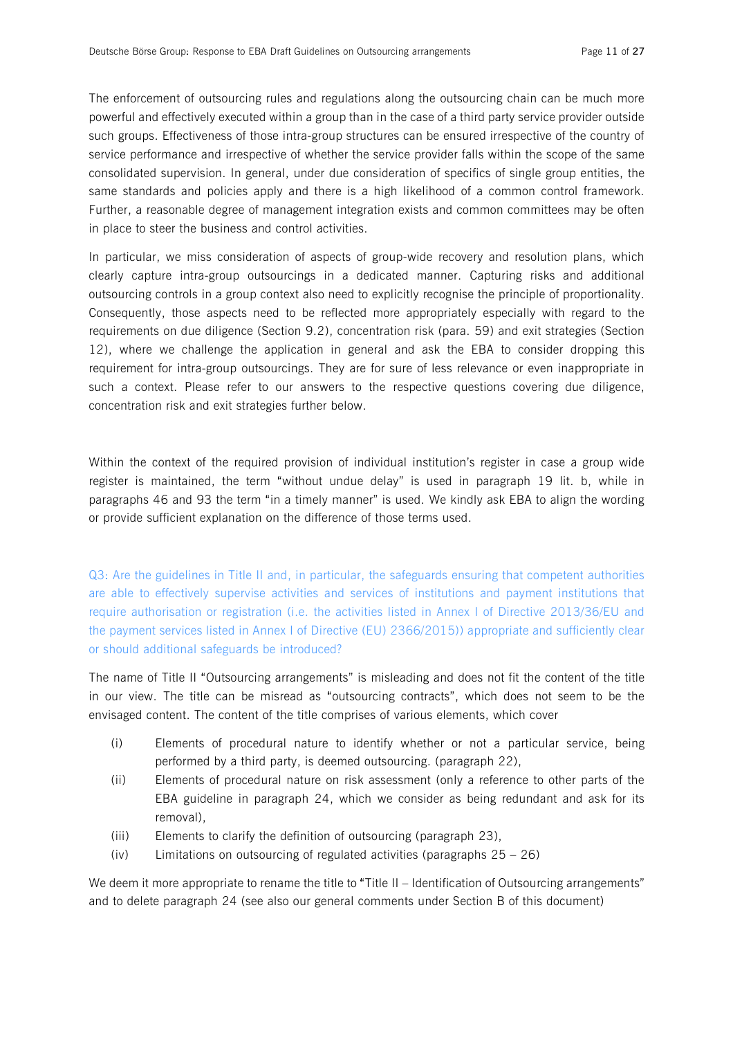The enforcement of outsourcing rules and regulations along the outsourcing chain can be much more powerful and effectively executed within a group than in the case of a third party service provider outside such groups. Effectiveness of those intra-group structures can be ensured irrespective of the country of service performance and irrespective of whether the service provider falls within the scope of the same consolidated supervision. In general, under due consideration of specifics of single group entities, the same standards and policies apply and there is a high likelihood of a common control framework. Further, a reasonable degree of management integration exists and common committees may be often in place to steer the business and control activities.

In particular, we miss consideration of aspects of group-wide recovery and resolution plans, which clearly capture intra-group outsourcings in a dedicated manner. Capturing risks and additional outsourcing controls in a group context also need to explicitly recognise the principle of proportionality. Consequently, those aspects need to be reflected more appropriately especially with regard to the requirements on due diligence (Section 9.2), concentration risk (para. 59) and exit strategies (Section 12), where we challenge the application in general and ask the EBA to consider dropping this requirement for intra-group outsourcings. They are for sure of less relevance or even inappropriate in such a context. Please refer to our answers to the respective questions covering due diligence, concentration risk and exit strategies further below.

Within the context of the required provision of individual institution's register in case a group wide register is maintained, the term "without undue delay" is used in paragraph 19 lit. b, while in paragraphs 46 and 93 the term "in a timely manner" is used. We kindly ask EBA to align the wording or provide sufficient explanation on the difference of those terms used.

Q3: Are the guidelines in Title II and, in particular, the safeguards ensuring that competent authorities are able to effectively supervise activities and services of institutions and payment institutions that require authorisation or registration (i.e. the activities listed in Annex I of Directive 2013/36/EU and the payment services listed in Annex I of Directive (EU) 2366/2015)) appropriate and sufficiently clear or should additional safeguards be introduced?

The name of Title II "Outsourcing arrangements" is misleading and does not fit the content of the title in our view. The title can be misread as "outsourcing contracts", which does not seem to be the envisaged content. The content of the title comprises of various elements, which cover

(i) Elements of procedural nature to identify whether or not a particular service, being performed by a third party, is deemed outsourcing. (paragraph 22),

(ii) Elements of procedural nature on risk assessment (only a reference to other parts of the EBA guideline in paragraph 24, which we consider as being redundant and ask for its removal),

(iii) Elements to clarify the definition of outsourcing (paragraph 23),

(iv) Limitations on outsourcing of regulated activities (paragraphs 25 – 26)

We deem it more appropriate to rename the title to "Title II – Identification of Outsourcing arrangements" and to delete paragraph 24 (see also our general comments under Section B of this document)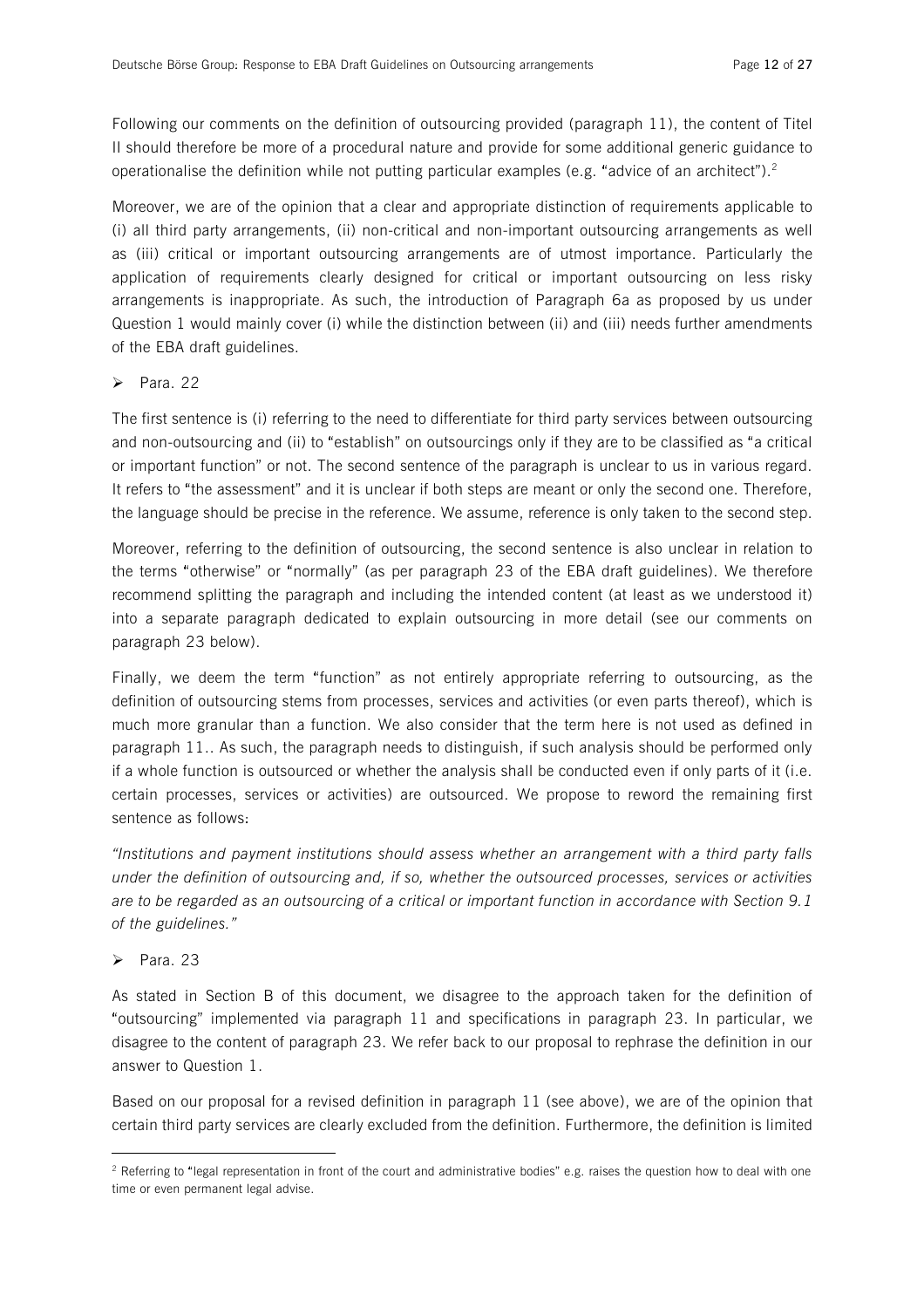Following our comments on the definition of outsourcing provided (paragraph 11), the content of Titel II should therefore be more of a procedural nature and provide for some additional generic guidance to operationalise the definition while not putting particular examples (e.g. "advice of an architect").[2]

Moreover, we are of the opinion that a clear and appropriate distinction of requirements applicable to (i) all third party arrangements, (ii) non-critical and non-important outsourcing arrangements as well as (iii) critical or important outsourcing arrangements are of utmost importance. Particularly the application of requirements clearly designed for critical or important outsourcing on less risky arrangements is inappropriate. As such, the introduction of Paragraph 6a as proposed by us under Question 1 would mainly cover (i) while the distinction between (ii) and (iii) needs further amendments of the EBA draft guidelines.

- Para. 22

The first sentence is (i) referring to the need to differentiate for third party services between outsourcing and non-outsourcing and (ii) to "establish" on outsourcings only if they are to be classified as "a critical or important function" or not. The second sentence of the paragraph is unclear to us in various regard. It refers to "the assessment" and it is unclear if both steps are meant or only the second one. Therefore, the language should be precise in the reference. We assume, reference is only taken to the second step.

Moreover, referring to the definition of outsourcing, the second sentence is also unclear in relation to the terms "otherwise" or "normally" (as per paragraph 23 of the EBA draft guidelines). We therefore recommend splitting the paragraph and including the intended content (at least as we understood it) into a separate paragraph dedicated to explain outsourcing in more detail (see our comments on paragraph 23 below).

Finally, we deem the term "function" as not entirely appropriate referring to outsourcing, as the definition of outsourcing stems from processes, services and activities (or even parts thereof), which is much more granular than a function. We also consider that the term here is not used as defined in paragraph 11.. As such, the paragraph needs to distinguish, if such analysis should be performed only if a whole function is outsourced or whether the analysis shall be conducted even if only parts of it (i.e. certain processes, services or activities) are outsourced. We propose to reword the remaining first sentence as follows:

*"Institutions and payment institutions should assess whether an arrangement with a third party falls under the definition of outsourcing and, if so, whether the outsourced processes, services or activities are to be regarded as an outsourcing of a critical or important function in accordance with Section 9.1 of the guidelines."*

- Para. 23

As stated in Section B of this document, we disagree to the approach taken for the definition of "outsourcing" implemented via paragraph 11 and specifications in paragraph 23. In particular, we disagree to the content of paragraph 23. We refer back to our proposal to rephrase the definition in our answer to Question 1.

Based on our proposal for a revised definition in paragraph 11 (see above), we are of the opinion that certain third party services are clearly excluded from the definition. Furthermore, the definition is limited

[2] Referring to "legal representation in front of the court and administrative bodies" e.g. raises the question how to deal with one time or even permanent legal advise.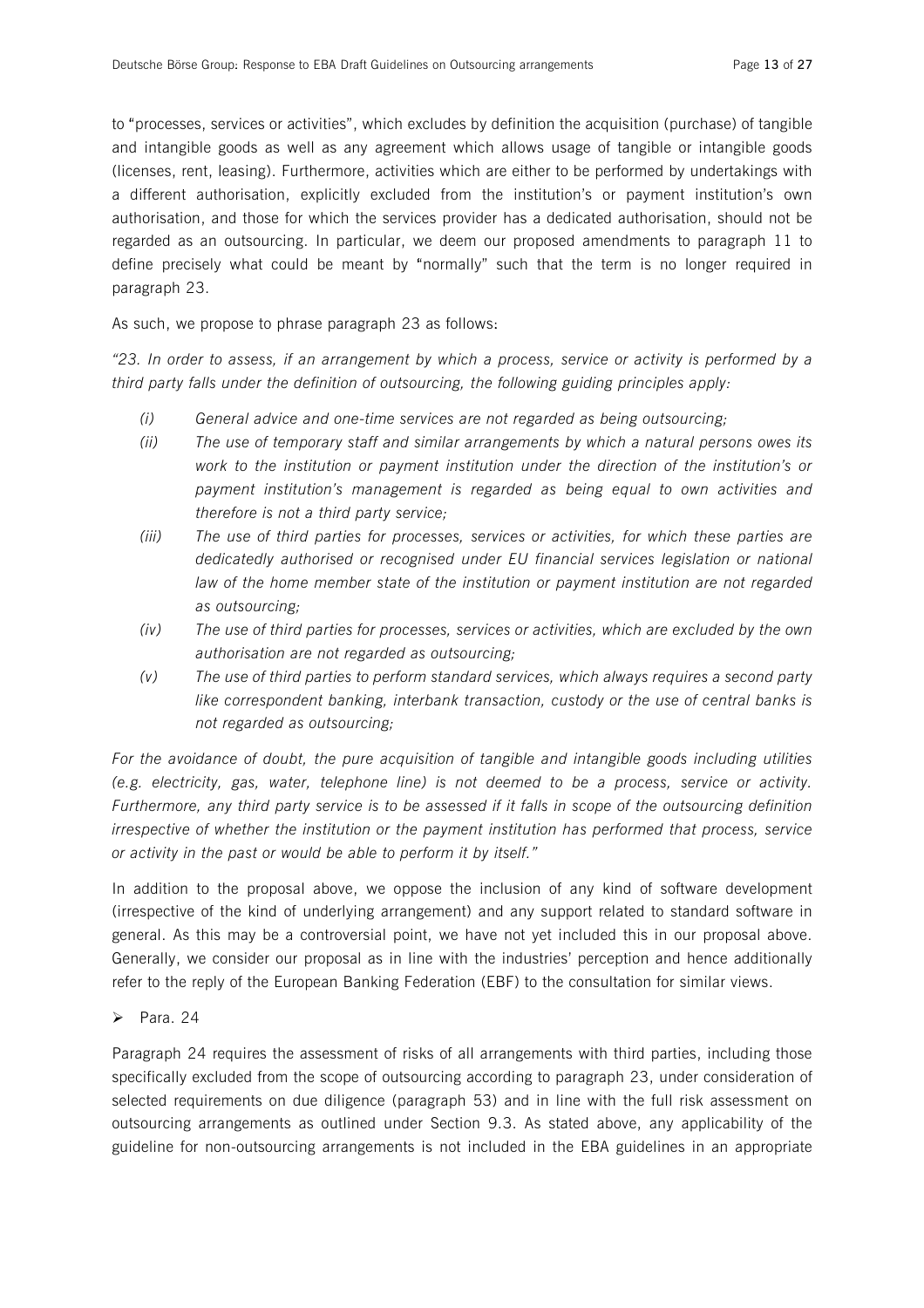to "processes, services or activities", which excludes by definition the acquisition (purchase) of tangible and intangible goods as well as any agreement which allows usage of tangible or intangible goods (licenses, rent, leasing). Furthermore, activities which are either to be performed by undertakings with a different authorisation, explicitly excluded from the institution's or payment institution's own authorisation, and those for which the services provider has a dedicated authorisation, should not be regarded as an outsourcing. In particular, we deem our proposed amendments to paragraph 11 to define precisely what could be meant by "normally" such that the term is no longer required in paragraph 23.

As such, we propose to phrase paragraph 23 as follows:

*"23. In order to assess, if an arrangement by which a process, service or activity is performed by a third party falls under the definition of outsourcing, the following guiding principles apply:*

- *(i) General advice and one-time services are not regarded as being outsourcing;*
- *(ii) The use of temporary staff and similar arrangements by which a natural persons owes its work to the institution or payment institution under the direction of the institution's or payment institution's management is regarded as being equal to own activities and therefore is not a third party service;*
- *(iii) The use of third parties for processes, services or activities, for which these parties are dedicatedly authorised or recognised under EU financial services legislation or national law of the home member state of the institution or payment institution are not regarded as outsourcing;*
- *(iv) The use of third parties for processes, services or activities, which are excluded by the own authorisation are not regarded as outsourcing;*
- *(v) The use of third parties to perform standard services, which always requires a second party like correspondent banking, interbank transaction, custody or the use of central banks is not regarded as outsourcing;*

*For the avoidance of doubt, the pure acquisition of tangible and intangible goods including utilities (e.g. electricity, gas, water, telephone line) is not deemed to be a process, service or activity. Furthermore, any third party service is to be assessed if it falls in scope of the outsourcing definition irrespective of whether the institution or the payment institution has performed that process, service or activity in the past or would be able to perform it by itself."*

In addition to the proposal above, we oppose the inclusion of any kind of software development (irrespective of the kind of underlying arrangement) and any support related to standard software in general. As this may be a controversial point, we have not yet included this in our proposal above. Generally, we consider our proposal as in line with the industries' perception and hence additionally refer to the reply of the European Banking Federation (EBF) to the consultation for similar views.

- Para. 24

Paragraph 24 requires the assessment of risks of all arrangements with third parties, including those specifically excluded from the scope of outsourcing according to paragraph 23, under consideration of selected requirements on due diligence (paragraph 53) and in line with the full risk assessment on outsourcing arrangements as outlined under Section 9.3. As stated above, any applicability of the guideline for non-outsourcing arrangements is not included in the EBA guidelines in an appropriate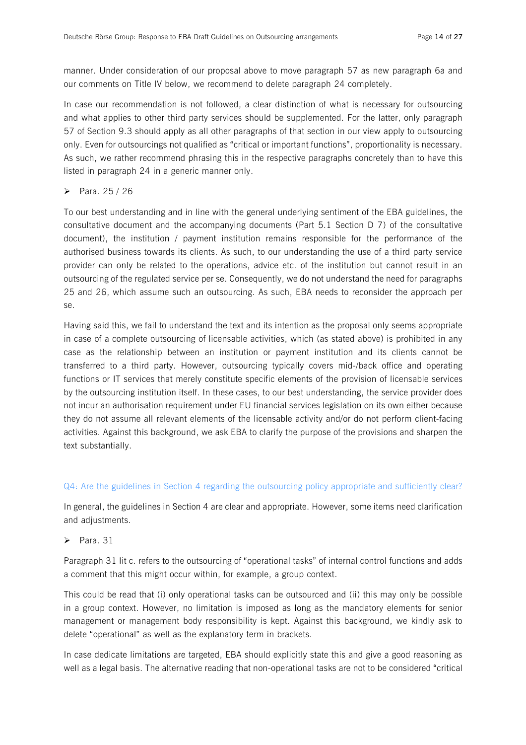manner. Under consideration of our proposal above to move paragraph 57 as new paragraph 6a and our comments on Title IV below, we recommend to delete paragraph 24 completely.

In case our recommendation is not followed, a clear distinction of what is necessary for outsourcing and what applies to other third party services should be supplemented. For the latter, only paragraph 57 of Section 9.3 should apply as all other paragraphs of that section in our view apply to outsourcing only. Even for outsourcings not qualified as "critical or important functions", proportionality is necessary. As such, we rather recommend phrasing this in the respective paragraphs concretely than to have this listed in paragraph 24 in a generic manner only.

- Para. 25 / 26

To our best understanding and in line with the general underlying sentiment of the EBA guidelines, the consultative document and the accompanying documents (Part 5.1 Section D 7) of the consultative document), the institution / payment institution remains responsible for the performance of the authorised business towards its clients. As such, to our understanding the use of a third party service provider can only be related to the operations, advice etc. of the institution but cannot result in an outsourcing of the regulated service per se. Consequently, we do not understand the need for paragraphs 25 and 26, which assume such an outsourcing. As such, EBA needs to reconsider the approach per se.

Having said this, we fail to understand the text and its intention as the proposal only seems appropriate in case of a complete outsourcing of licensable activities, which (as stated above) is prohibited in any case as the relationship between an institution or payment institution and its clients cannot be transferred to a third party. However, outsourcing typically covers mid-/back office and operating functions or IT services that merely constitute specific elements of the provision of licensable services by the outsourcing institution itself. In these cases, to our best understanding, the service provider does not incur an authorisation requirement under EU financial services legislation on its own either because they do not assume all relevant elements of the licensable activity and/or do not perform client-facing activities. Against this background, we ask EBA to clarify the purpose of the provisions and sharpen the text substantially.

## Q4: Are the guidelines in Section 4 regarding the outsourcing policy appropriate and sufficiently clear?

In general, the guidelines in Section 4 are clear and appropriate. However, some items need clarification and adjustments.

- Para. 31

Paragraph 31 lit c. refers to the outsourcing of "operational tasks" of internal control functions and adds a comment that this might occur within, for example, a group context.

This could be read that (i) only operational tasks can be outsourced and (ii) this may only be possible in a group context. However, no limitation is imposed as long as the mandatory elements for senior management or management body responsibility is kept. Against this background, we kindly ask to delete "operational" as well as the explanatory term in brackets.

In case dedicate limitations are targeted, EBA should explicitly state this and give a good reasoning as well as a legal basis. The alternative reading that non-operational tasks are not to be considered "critical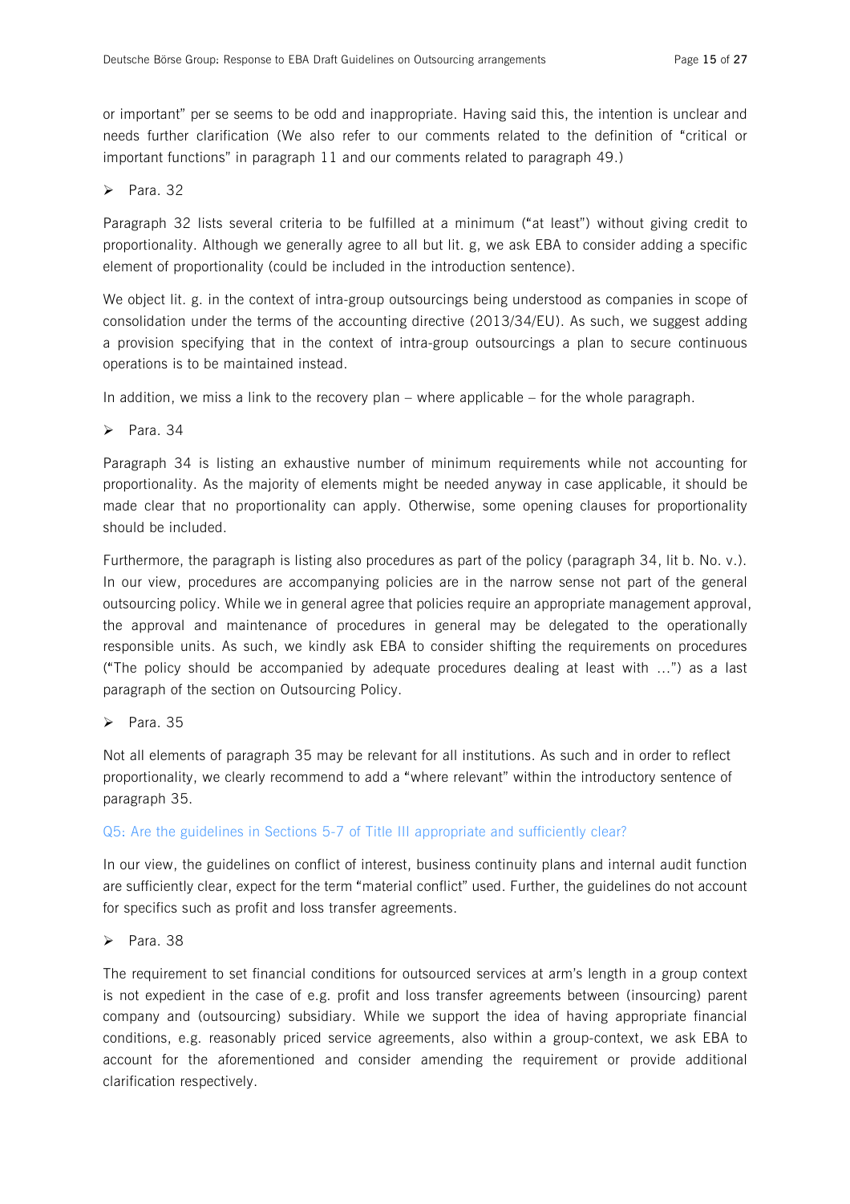or important" per se seems to be odd and inappropriate. Having said this, the intention is unclear and needs further clarification (We also refer to our comments related to the definition of "critical or important functions" in paragraph 11 and our comments related to paragraph 49.)

- Para. 32

Paragraph 32 lists several criteria to be fulfilled at a minimum ("at least") without giving credit to proportionality. Although we generally agree to all but lit. g, we ask EBA to consider adding a specific element of proportionality (could be included in the introduction sentence).

We object lit. g. in the context of intra-group outsourcings being understood as companies in scope of consolidation under the terms of the accounting directive (2013/34/EU). As such, we suggest adding a provision specifying that in the context of intra-group outsourcings a plan to secure continuous operations is to be maintained instead.

In addition, we miss a link to the recovery plan – where applicable – for the whole paragraph.

- Para. 34

Paragraph 34 is listing an exhaustive number of minimum requirements while not accounting for proportionality. As the majority of elements might be needed anyway in case applicable, it should be made clear that no proportionality can apply. Otherwise, some opening clauses for proportionality should be included.

Furthermore, the paragraph is listing also procedures as part of the policy (paragraph 34, lit b. No. v.). In our view, procedures are accompanying policies are in the narrow sense not part of the general outsourcing policy. While we in general agree that policies require an appropriate management approval, the approval and maintenance of procedures in general may be delegated to the operationally responsible units. As such, we kindly ask EBA to consider shifting the requirements on procedures ("The policy should be accompanied by adequate procedures dealing at least with …") as a last paragraph of the section on Outsourcing Policy.

- Para. 35

Not all elements of paragraph 35 may be relevant for all institutions. As such and in order to reflect proportionality, we clearly recommend to add a "where relevant" within the introductory sentence of paragraph 35.

### Q5: Are the guidelines in Sections 5-7 of Title III appropriate and sufficiently clear?

In our view, the guidelines on conflict of interest, business continuity plans and internal audit function are sufficiently clear, expect for the term "material conflict" used. Further, the guidelines do not account for specifics such as profit and loss transfer agreements.

- Para. 38

The requirement to set financial conditions for outsourced services at arm's length in a group context is not expedient in the case of e.g. profit and loss transfer agreements between (insourcing) parent company and (outsourcing) subsidiary. While we support the idea of having appropriate financial conditions, e.g. reasonably priced service agreements, also within a group-context, we ask EBA to account for the aforementioned and consider amending the requirement or provide additional clarification respectively.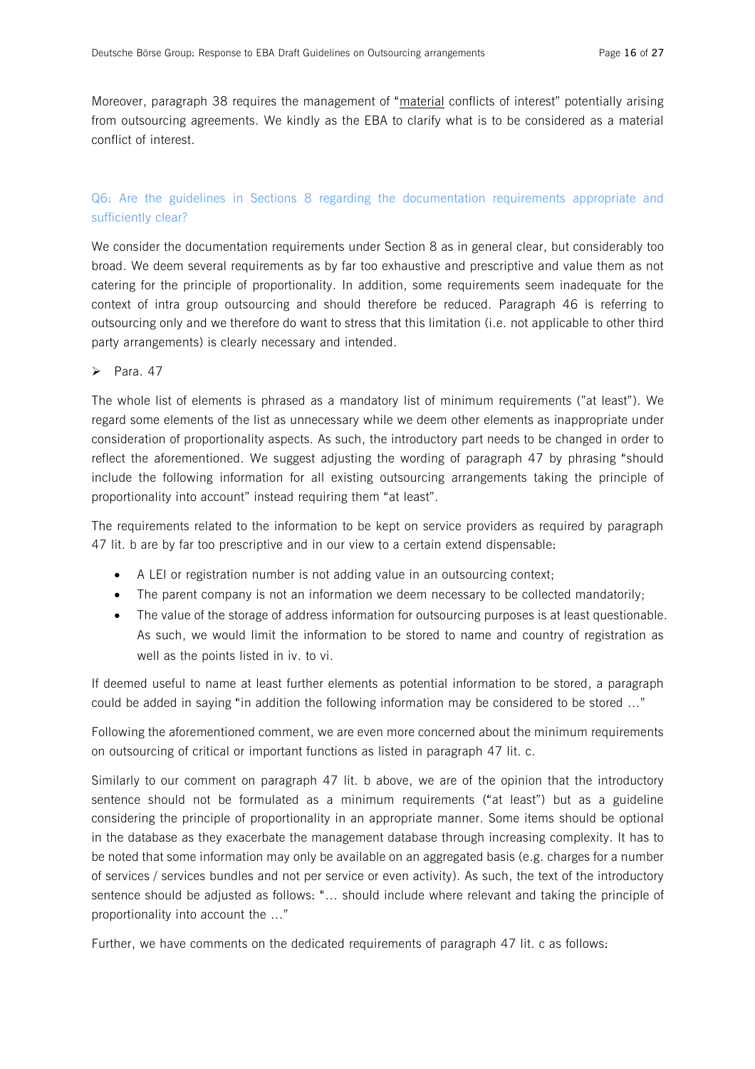Moreover, paragraph 38 requires the management of "material conflicts of interest" potentially arising from outsourcing agreements. We kindly as the EBA to clarify what is to be considered as a material conflict of interest.

## Q6: Are the guidelines in Sections 8 regarding the documentation requirements appropriate and sufficiently clear?

We consider the documentation requirements under Section 8 as in general clear, but considerably too broad. We deem several requirements as by far too exhaustive and prescriptive and value them as not catering for the principle of proportionality. In addition, some requirements seem inadequate for the context of intra group outsourcing and should therefore be reduced. Paragraph 46 is referring to outsourcing only and we therefore do want to stress that this limitation (i.e. not applicable to other third party arrangements) is clearly necessary and intended.

➢ Para. 47

The whole list of elements is phrased as a mandatory list of minimum requirements ("at least"). We regard some elements of the list as unnecessary while we deem other elements as inappropriate under consideration of proportionality aspects. As such, the introductory part needs to be changed in order to reflect the aforementioned. We suggest adjusting the wording of paragraph 47 by phrasing "should include the following information for all existing outsourcing arrangements taking the principle of proportionality into account" instead requiring them "at least".

The requirements related to the information to be kept on service providers as required by paragraph 47 lit. b are by far too prescriptive and in our view to a certain extend dispensable:

- A LEI or registration number is not adding value in an outsourcing context;
- The parent company is not an information we deem necessary to be collected mandatorily;
- The value of the storage of address information for outsourcing purposes is at least questionable. As such, we would limit the information to be stored to name and country of registration as well as the points listed in iv. to vi.

If deemed useful to name at least further elements as potential information to be stored, a paragraph could be added in saying "in addition the following information may be considered to be stored …"

Following the aforementioned comment, we are even more concerned about the minimum requirements on outsourcing of critical or important functions as listed in paragraph 47 lit. c.

Similarly to our comment on paragraph 47 lit. b above, we are of the opinion that the introductory sentence should not be formulated as a minimum requirements ("at least") but as a guideline considering the principle of proportionality in an appropriate manner. Some items should be optional in the database as they exacerbate the management database through increasing complexity. It has to be noted that some information may only be available on an aggregated basis (e.g. charges for a number of services / services bundles and not per service or even activity). As such, the text of the introductory sentence should be adjusted as follows: "… should include where relevant and taking the principle of proportionality into account the …"

Further, we have comments on the dedicated requirements of paragraph 47 lit. c as follows: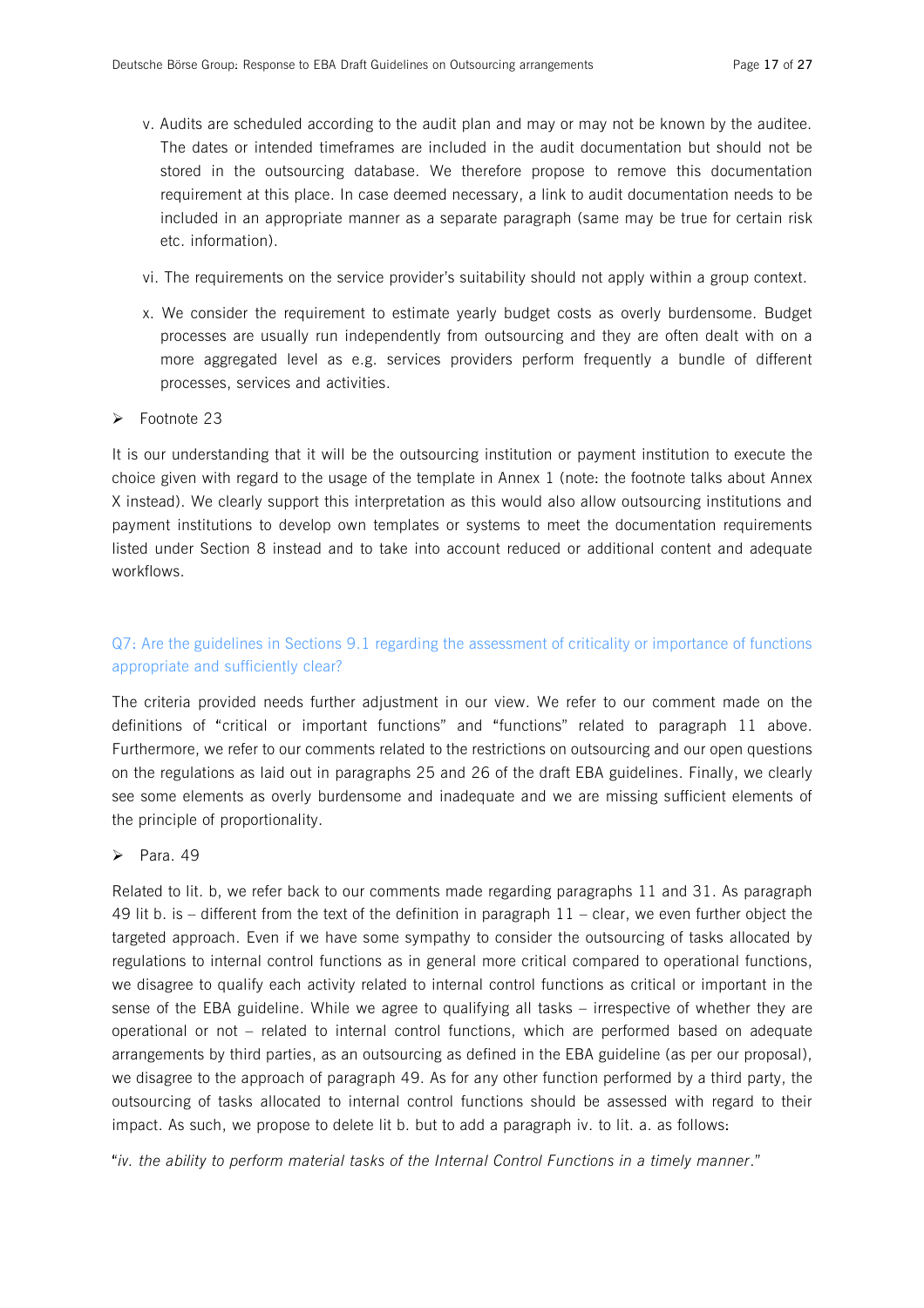v. Audits are scheduled according to the audit plan and may or may not be known by the auditee. The dates or intended timeframes are included in the audit documentation but should not be stored in the outsourcing database. We therefore propose to remove this documentation requirement at this place. In case deemed necessary, a link to audit documentation needs to be included in an appropriate manner as a separate paragraph (same may be true for certain risk etc. information).

vi. The requirements on the service provider's suitability should not apply within a group context.

x. We consider the requirement to estimate yearly budget costs as overly burdensome. Budget processes are usually run independently from outsourcing and they are often dealt with on a more aggregated level as e.g. services providers perform frequently a bundle of different processes, services and activities.

- Footnote 23

It is our understanding that it will be the outsourcing institution or payment institution to execute the choice given with regard to the usage of the template in Annex 1 (note: the footnote talks about Annex X instead). We clearly support this interpretation as this would also allow outsourcing institutions and payment institutions to develop own templates or systems to meet the documentation requirements listed under Section 8 instead and to take into account reduced or additional content and adequate workflows.

## Q7: Are the guidelines in Sections 9.1 regarding the assessment of criticality or importance of functions appropriate and sufficiently clear?

The criteria provided needs further adjustment in our view. We refer to our comment made on the definitions of "critical or important functions" and "functions" related to paragraph 11 above. Furthermore, we refer to our comments related to the restrictions on outsourcing and our open questions on the regulations as laid out in paragraphs 25 and 26 of the draft EBA guidelines. Finally, we clearly see some elements as overly burdensome and inadequate and we are missing sufficient elements of the principle of proportionality.

- Para. 49

Related to lit. b, we refer back to our comments made regarding paragraphs 11 and 31. As paragraph 49 lit b. is – different from the text of the definition in paragraph 11 – clear, we even further object the targeted approach. Even if we have some sympathy to consider the outsourcing of tasks allocated by regulations to internal control functions as in general more critical compared to operational functions, we disagree to qualify each activity related to internal control functions as critical or important in the sense of the EBA guideline. While we agree to qualifying all tasks – irrespective of whether they are operational or not – related to internal control functions, which are performed based on adequate arrangements by third parties, as an outsourcing as defined in the EBA guideline (as per our proposal), we disagree to the approach of paragraph 49. As for any other function performed by a third party, the outsourcing of tasks allocated to internal control functions should be assessed with regard to their impact. As such, we propose to delete lit b. but to add a paragraph iv. to lit. a. as follows:

"*iv. the ability to perform material tasks of the Internal Control Functions in a timely manner*."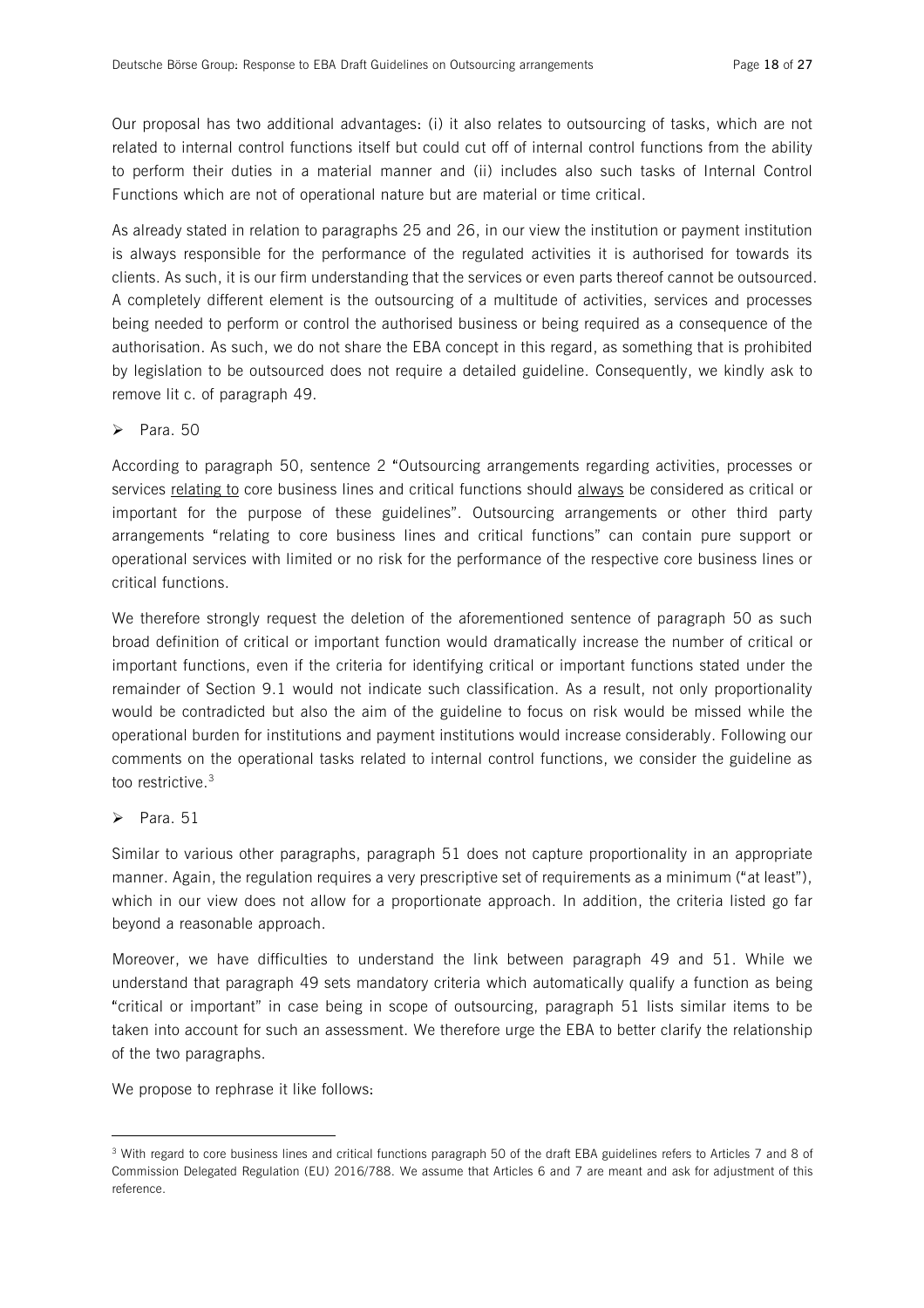Our proposal has two additional advantages: (i) it also relates to outsourcing of tasks, which are not related to internal control functions itself but could cut off of internal control functions from the ability to perform their duties in a material manner and (ii) includes also such tasks of Internal Control Functions which are not of operational nature but are material or time critical.

As already stated in relation to paragraphs 25 and 26, in our view the institution or payment institution is always responsible for the performance of the regulated activities it is authorised for towards its clients. As such, it is our firm understanding that the services or even parts thereof cannot be outsourced. A completely different element is the outsourcing of a multitude of activities, services and processes being needed to perform or control the authorised business or being required as a consequence of the authorisation. As such, we do not share the EBA concept in this regard, as something that is prohibited by legislation to be outsourced does not require a detailed guideline. Consequently, we kindly ask to remove lit c. of paragraph 49.

- Para. 50

According to paragraph 50, sentence 2 "Outsourcing arrangements regarding activities, processes or services <u>relating to</u> core business lines and critical functions should <u>always</u> be considered as critical or important for the purpose of these guidelines". Outsourcing arrangements or other third party arrangements "relating to core business lines and critical functions" can contain pure support or operational services with limited or no risk for the performance of the respective core business lines or critical functions.

We therefore strongly request the deletion of the aforementioned sentence of paragraph 50 as such broad definition of critical or important function would dramatically increase the number of critical or important functions, even if the criteria for identifying critical or important functions stated under the remainder of Section 9.1 would not indicate such classification. As a result, not only proportionality would be contradicted but also the aim of the guideline to focus on risk would be missed while the operational burden for institutions and payment institutions would increase considerably. Following our comments on the operational tasks related to internal control functions, we consider the guideline as too restrictive.[3]

- Para. 51

Similar to various other paragraphs, paragraph 51 does not capture proportionality in an appropriate manner. Again, the regulation requires a very prescriptive set of requirements as a minimum ("at least"), which in our view does not allow for a proportionate approach. In addition, the criteria listed go far beyond a reasonable approach.

Moreover, we have difficulties to understand the link between paragraph 49 and 51. While we understand that paragraph 49 sets mandatory criteria which automatically qualify a function as being "critical or important" in case being in scope of outsourcing, paragraph 51 lists similar items to be taken into account for such an assessment. We therefore urge the EBA to better clarify the relationship of the two paragraphs.

We propose to rephrase it like follows:

---

[3] With regard to core business lines and critical functions paragraph 50 of the draft EBA guidelines refers to Articles 7 and 8 of Commission Delegated Regulation (EU) 2016/788. We assume that Articles 6 and 7 are meant and ask for adjustment of this reference.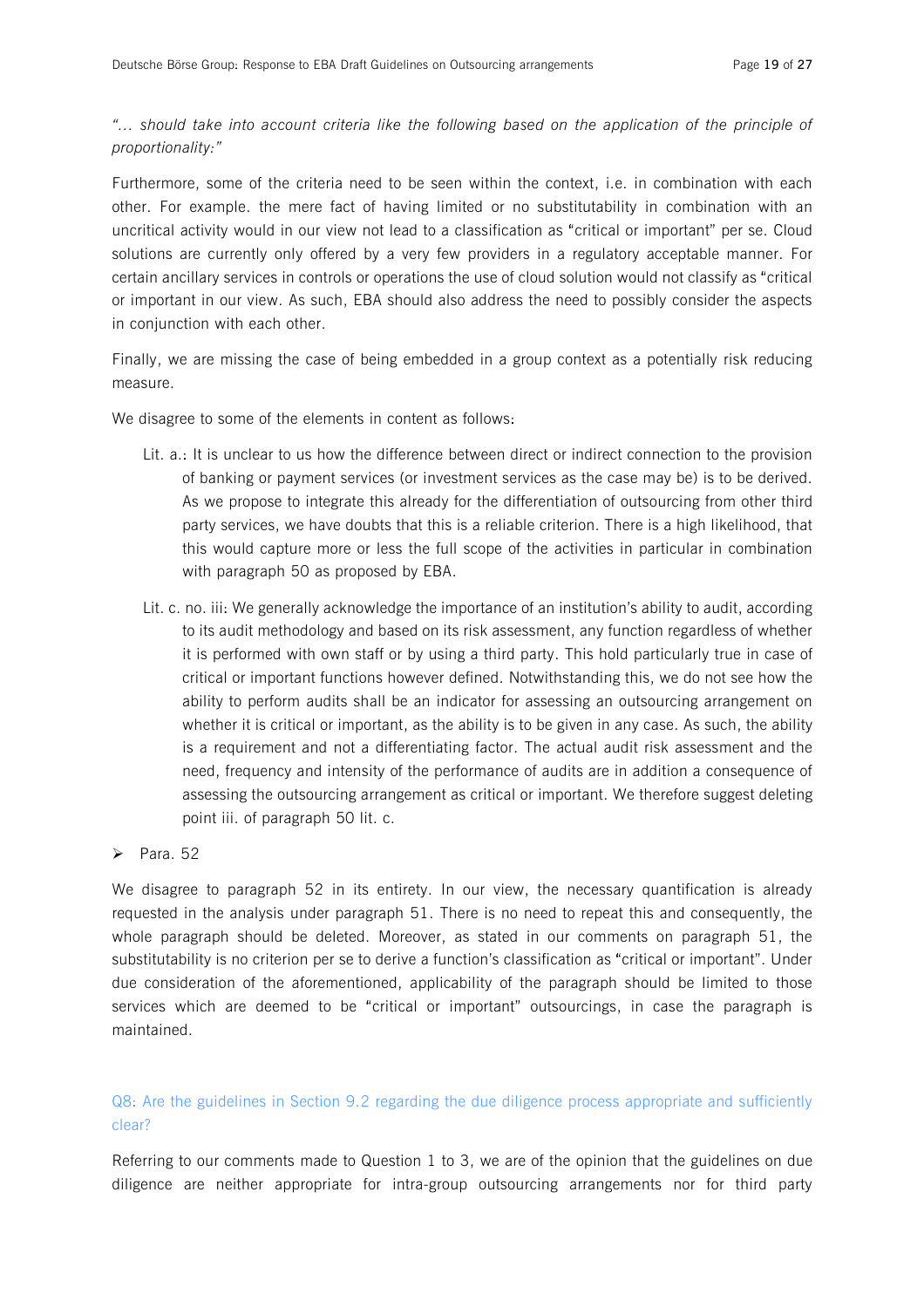*"… should take into account criteria like the following based on the application of the principle of proportionality:"*

Furthermore, some of the criteria need to be seen within the context, i.e. in combination with each other. For example. the mere fact of having limited or no substitutability in combination with an uncritical activity would in our view not lead to a classification as "critical or important" per se. Cloud solutions are currently only offered by a very few providers in a regulatory acceptable manner. For certain ancillary services in controls or operations the use of cloud solution would not classify as "critical or important in our view. As such, EBA should also address the need to possibly consider the aspects in conjunction with each other.

Finally, we are missing the case of being embedded in a group context as a potentially risk reducing measure.

We disagree to some of the elements in content as follows:

- Lit. a.: It is unclear to us how the difference between direct or indirect connection to the provision of banking or payment services (or investment services as the case may be) is to be derived. As we propose to integrate this already for the differentiation of outsourcing from other third party services, we have doubts that this is a reliable criterion. There is a high likelihood, that this would capture more or less the full scope of the activities in particular in combination with paragraph 50 as proposed by EBA.
- Lit. c. no. iii: We generally acknowledge the importance of an institution's ability to audit, according to its audit methodology and based on its risk assessment, any function regardless of whether it is performed with own staff or by using a third party. This hold particularly true in case of critical or important functions however defined. Notwithstanding this, we do not see how the ability to perform audits shall be an indicator for assessing an outsourcing arrangement on whether it is critical or important, as the ability is to be given in any case. As such, the ability is a requirement and not a differentiating factor. The actual audit risk assessment and the need, frequency and intensity of the performance of audits are in addition a consequence of assessing the outsourcing arrangement as critical or important. We therefore suggest deleting point iii. of paragraph 50 lit. c.

➢ Para. 52

We disagree to paragraph 52 in its entirety. In our view, the necessary quantification is already requested in the analysis under paragraph 51. There is no need to repeat this and consequently, the whole paragraph should be deleted. Moreover, as stated in our comments on paragraph 51, the substitutability is no criterion per se to derive a function's classification as "critical or important". Under due consideration of the aforementioned, applicability of the paragraph should be limited to those services which are deemed to be "critical or important" outsourcings, in case the paragraph is maintained.

## Q8: Are the guidelines in Section 9.2 regarding the due diligence process appropriate and sufficiently clear?

Referring to our comments made to Question 1 to 3, we are of the opinion that the guidelines on due diligence are neither appropriate for intra-group outsourcing arrangements nor for third party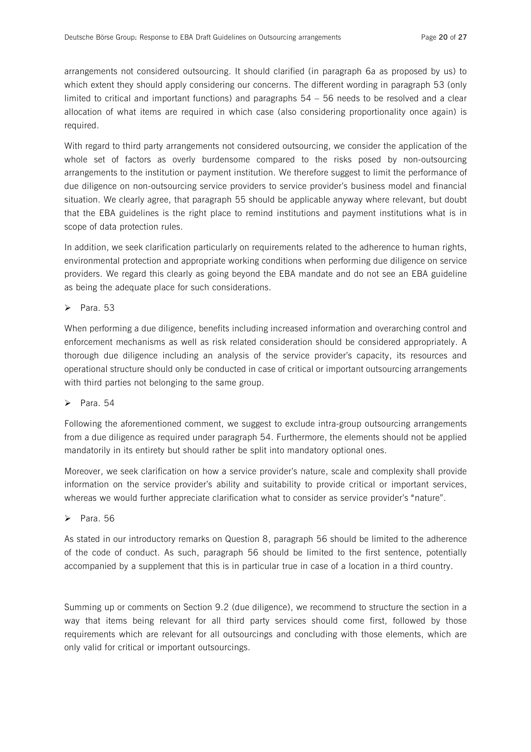arrangements not considered outsourcing. It should clarified (in paragraph 6a as proposed by us) to which extent they should apply considering our concerns. The different wording in paragraph 53 (only limited to critical and important functions) and paragraphs 54 – 56 needs to be resolved and a clear allocation of what items are required in which case (also considering proportionality once again) is required.

With regard to third party arrangements not considered outsourcing, we consider the application of the whole set of factors as overly burdensome compared to the risks posed by non-outsourcing arrangements to the institution or payment institution. We therefore suggest to limit the performance of due diligence on non-outsourcing service providers to service provider's business model and financial situation. We clearly agree, that paragraph 55 should be applicable anyway where relevant, but doubt that the EBA guidelines is the right place to remind institutions and payment institutions what is in scope of data protection rules.

In addition, we seek clarification particularly on requirements related to the adherence to human rights, environmental protection and appropriate working conditions when performing due diligence on service providers. We regard this clearly as going beyond the EBA mandate and do not see an EBA guideline as being the adequate place for such considerations.

- Para. 53

When performing a due diligence, benefits including increased information and overarching control and enforcement mechanisms as well as risk related consideration should be considered appropriately. A thorough due diligence including an analysis of the service provider's capacity, its resources and operational structure should only be conducted in case of critical or important outsourcing arrangements with third parties not belonging to the same group.

- Para. 54

Following the aforementioned comment, we suggest to exclude intra-group outsourcing arrangements from a due diligence as required under paragraph 54. Furthermore, the elements should not be applied mandatorily in its entirety but should rather be split into mandatory optional ones.

Moreover, we seek clarification on how a service provider's nature, scale and complexity shall provide information on the service provider's ability and suitability to provide critical or important services, whereas we would further appreciate clarification what to consider as service provider's "nature".

- Para. 56

As stated in our introductory remarks on Question 8, paragraph 56 should be limited to the adherence of the code of conduct. As such, paragraph 56 should be limited to the first sentence, potentially accompanied by a supplement that this is in particular true in case of a location in a third country.

Summing up or comments on Section 9.2 (due diligence), we recommend to structure the section in a way that items being relevant for all third party services should come first, followed by those requirements which are relevant for all outsourcings and concluding with those elements, which are only valid for critical or important outsourcings.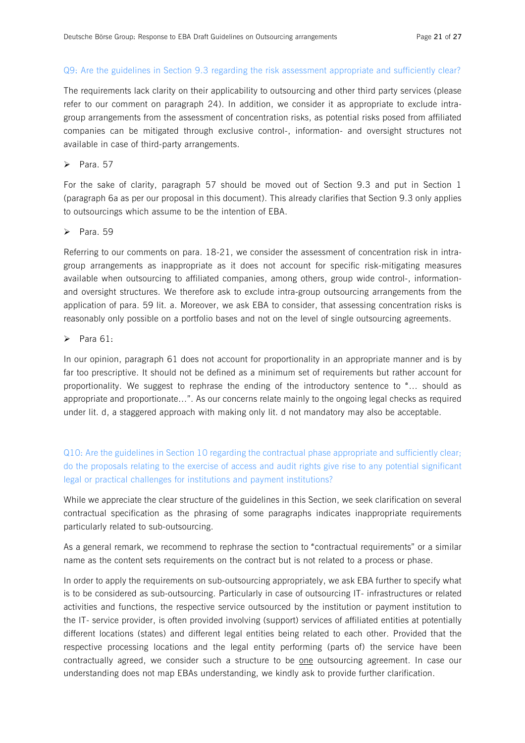### Q9: Are the guidelines in Section 9.3 regarding the risk assessment appropriate and sufficiently clear?

The requirements lack clarity on their applicability to outsourcing and other third party services (please refer to our comment on paragraph 24). In addition, we consider it as appropriate to exclude intra-group arrangements from the assessment of concentration risks, as potential risks posed from affiliated companies can be mitigated through exclusive control-, information- and oversight structures not available in case of third-party arrangements.

- Para. 57

For the sake of clarity, paragraph 57 should be moved out of Section 9.3 and put in Section 1 (paragraph 6a as per our proposal in this document). This already clarifies that Section 9.3 only applies to outsourcings which assume to be the intention of EBA.

- Para. 59

Referring to our comments on para. 18-21, we consider the assessment of concentration risk in intra-group arrangements as inappropriate as it does not account for specific risk-mitigating measures available when outsourcing to affiliated companies, among others, group wide control-, information- and oversight structures. We therefore ask to exclude intra-group outsourcing arrangements from the application of para. 59 lit. a. Moreover, we ask EBA to consider, that assessing concentration risks is reasonably only possible on a portfolio bases and not on the level of single outsourcing agreements.

- Para 61:

In our opinion, paragraph 61 does not account for proportionality in an appropriate manner and is by far too prescriptive. It should not be defined as a minimum set of requirements but rather account for proportionality. We suggest to rephrase the ending of the introductory sentence to "… should as appropriate and proportionate…". As our concerns relate mainly to the ongoing legal checks as required under lit. d, a staggered approach with making only lit. d not mandatory may also be acceptable.

### Q10: Are the guidelines in Section 10 regarding the contractual phase appropriate and sufficiently clear; do the proposals relating to the exercise of access and audit rights give rise to any potential significant legal or practical challenges for institutions and payment institutions?

While we appreciate the clear structure of the guidelines in this Section, we seek clarification on several contractual specification as the phrasing of some paragraphs indicates inappropriate requirements particularly related to sub-outsourcing.

As a general remark, we recommend to rephrase the section to "contractual requirements" or a similar name as the content sets requirements on the contract but is not related to a process or phase.

In order to apply the requirements on sub-outsourcing appropriately, we ask EBA further to specify what is to be considered as sub-outsourcing. Particularly in case of outsourcing IT- infrastructures or related activities and functions, the respective service outsourced by the institution or payment institution to the IT- service provider, is often provided involving (support) services of affiliated entities at potentially different locations (states) and different legal entities being related to each other. Provided that the respective processing locations and the legal entity performing (parts of) the service have been contractually agreed, we consider such a structure to be <u>one</u> outsourcing agreement. In case our understanding does not map EBAs understanding, we kindly ask to provide further clarification.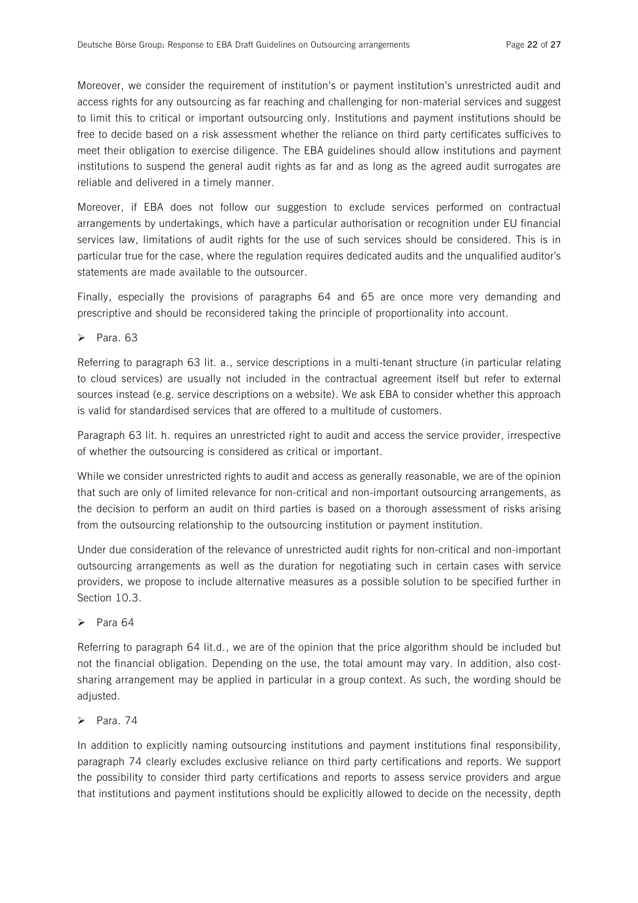Moreover, we consider the requirement of institution's or payment institution's unrestricted audit and access rights for any outsourcing as far reaching and challenging for non-material services and suggest to limit this to critical or important outsourcing only. Institutions and payment institutions should be free to decide based on a risk assessment whether the reliance on third party certificates sufficives to meet their obligation to exercise diligence. The EBA guidelines should allow institutions and payment institutions to suspend the general audit rights as far and as long as the agreed audit surrogates are reliable and delivered in a timely manner.

Moreover, if EBA does not follow our suggestion to exclude services performed on contractual arrangements by undertakings, which have a particular authorisation or recognition under EU financial services law, limitations of audit rights for the use of such services should be considered. This is in particular true for the case, where the regulation requires dedicated audits and the unqualified auditor's statements are made available to the outsourcer.

Finally, especially the provisions of paragraphs 64 and 65 are once more very demanding and prescriptive and should be reconsidered taking the principle of proportionality into account.

- Para. 63

Referring to paragraph 63 lit. a., service descriptions in a multi-tenant structure (in particular relating to cloud services) are usually not included in the contractual agreement itself but refer to external sources instead (e.g. service descriptions on a website). We ask EBA to consider whether this approach is valid for standardised services that are offered to a multitude of customers.

Paragraph 63 lit. h. requires an unrestricted right to audit and access the service provider, irrespective of whether the outsourcing is considered as critical or important.

While we consider unrestricted rights to audit and access as generally reasonable, we are of the opinion that such are only of limited relevance for non-critical and non-important outsourcing arrangements, as the decision to perform an audit on third parties is based on a thorough assessment of risks arising from the outsourcing relationship to the outsourcing institution or payment institution.

Under due consideration of the relevance of unrestricted audit rights for non-critical and non-important outsourcing arrangements as well as the duration for negotiating such in certain cases with service providers, we propose to include alternative measures as a possible solution to be specified further in Section 10.3.

- Para 64

Referring to paragraph 64 lit.d., we are of the opinion that the price algorithm should be included but not the financial obligation. Depending on the use, the total amount may vary. In addition, also cost-sharing arrangement may be applied in particular in a group context. As such, the wording should be adjusted.

- Para. 74

In addition to explicitly naming outsourcing institutions and payment institutions final responsibility, paragraph 74 clearly excludes exclusive reliance on third party certifications and reports. We support the possibility to consider third party certifications and reports to assess service providers and argue that institutions and payment institutions should be explicitly allowed to decide on the necessity, depth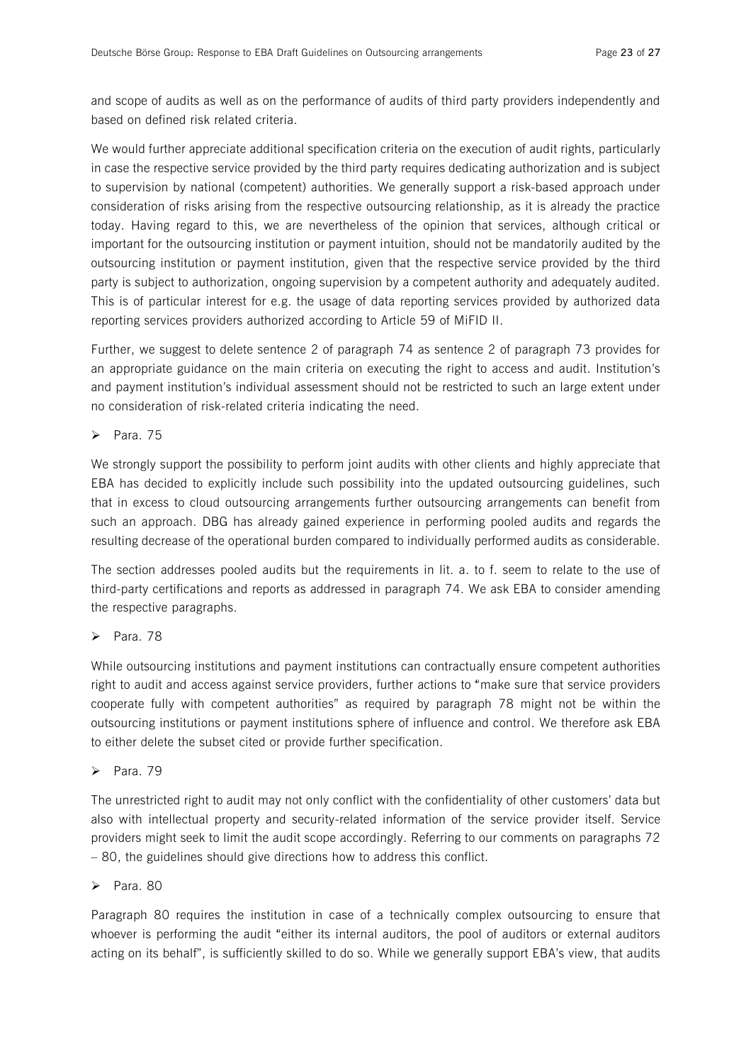and scope of audits as well as on the performance of audits of third party providers independently and based on defined risk related criteria.

We would further appreciate additional specification criteria on the execution of audit rights, particularly in case the respective service provided by the third party requires dedicating authorization and is subject to supervision by national (competent) authorities. We generally support a risk-based approach under consideration of risks arising from the respective outsourcing relationship, as it is already the practice today. Having regard to this, we are nevertheless of the opinion that services, although critical or important for the outsourcing institution or payment intuition, should not be mandatorily audited by the outsourcing institution or payment institution, given that the respective service provided by the third party is subject to authorization, ongoing supervision by a competent authority and adequately audited. This is of particular interest for e.g. the usage of data reporting services provided by authorized data reporting services providers authorized according to Article 59 of MiFID II.

Further, we suggest to delete sentence 2 of paragraph 74 as sentence 2 of paragraph 73 provides for an appropriate guidance on the main criteria on executing the right to access and audit. Institution's and payment institution's individual assessment should not be restricted to such an large extent under no consideration of risk-related criteria indicating the need.

- Para. 75

We strongly support the possibility to perform joint audits with other clients and highly appreciate that EBA has decided to explicitly include such possibility into the updated outsourcing guidelines, such that in excess to cloud outsourcing arrangements further outsourcing arrangements can benefit from such an approach. DBG has already gained experience in performing pooled audits and regards the resulting decrease of the operational burden compared to individually performed audits as considerable.

The section addresses pooled audits but the requirements in lit. a. to f. seem to relate to the use of third-party certifications and reports as addressed in paragraph 74. We ask EBA to consider amending the respective paragraphs.

- Para. 78

While outsourcing institutions and payment institutions can contractually ensure competent authorities right to audit and access against service providers, further actions to "make sure that service providers cooperate fully with competent authorities" as required by paragraph 78 might not be within the outsourcing institutions or payment institutions sphere of influence and control. We therefore ask EBA to either delete the subset cited or provide further specification.

- Para. 79

The unrestricted right to audit may not only conflict with the confidentiality of other customers' data but also with intellectual property and security-related information of the service provider itself. Service providers might seek to limit the audit scope accordingly. Referring to our comments on paragraphs 72 – 80, the guidelines should give directions how to address this conflict.

- Para. 80

Paragraph 80 requires the institution in case of a technically complex outsourcing to ensure that whoever is performing the audit "either its internal auditors, the pool of auditors or external auditors acting on its behalf", is sufficiently skilled to do so. While we generally support EBA's view, that audits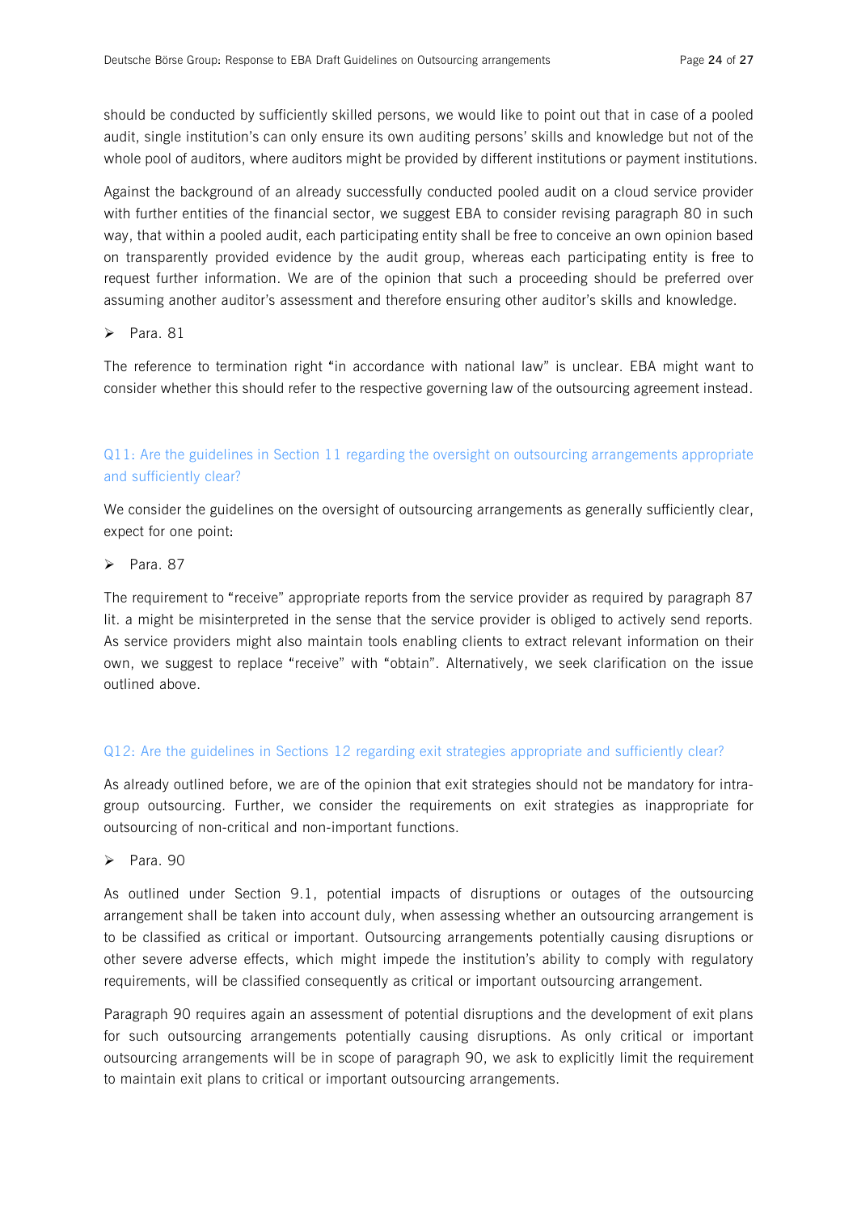should be conducted by sufficiently skilled persons, we would like to point out that in case of a pooled audit, single institution's can only ensure its own auditing persons' skills and knowledge but not of the whole pool of auditors, where auditors might be provided by different institutions or payment institutions.

Against the background of an already successfully conducted pooled audit on a cloud service provider with further entities of the financial sector, we suggest EBA to consider revising paragraph 80 in such way, that within a pooled audit, each participating entity shall be free to conceive an own opinion based on transparently provided evidence by the audit group, whereas each participating entity is free to request further information. We are of the opinion that such a proceeding should be preferred over assuming another auditor's assessment and therefore ensuring other auditor's skills and knowledge.

- Para. 81

The reference to termination right "in accordance with national law" is unclear. EBA might want to consider whether this should refer to the respective governing law of the outsourcing agreement instead.

### Q11: Are the guidelines in Section 11 regarding the oversight on outsourcing arrangements appropriate and sufficiently clear?

We consider the guidelines on the oversight of outsourcing arrangements as generally sufficiently clear, expect for one point:

- Para. 87

The requirement to "receive" appropriate reports from the service provider as required by paragraph 87 lit. a might be misinterpreted in the sense that the service provider is obliged to actively send reports. As service providers might also maintain tools enabling clients to extract relevant information on their own, we suggest to replace "receive" with "obtain". Alternatively, we seek clarification on the issue outlined above.

### Q12: Are the guidelines in Sections 12 regarding exit strategies appropriate and sufficiently clear?

As already outlined before, we are of the opinion that exit strategies should not be mandatory for intra-group outsourcing. Further, we consider the requirements on exit strategies as inappropriate for outsourcing of non-critical and non-important functions.

- Para. 90

As outlined under Section 9.1, potential impacts of disruptions or outages of the outsourcing arrangement shall be taken into account duly, when assessing whether an outsourcing arrangement is to be classified as critical or important. Outsourcing arrangements potentially causing disruptions or other severe adverse effects, which might impede the institution's ability to comply with regulatory requirements, will be classified consequently as critical or important outsourcing arrangement.

Paragraph 90 requires again an assessment of potential disruptions and the development of exit plans for such outsourcing arrangements potentially causing disruptions. As only critical or important outsourcing arrangements will be in scope of paragraph 90, we ask to explicitly limit the requirement to maintain exit plans to critical or important outsourcing arrangements.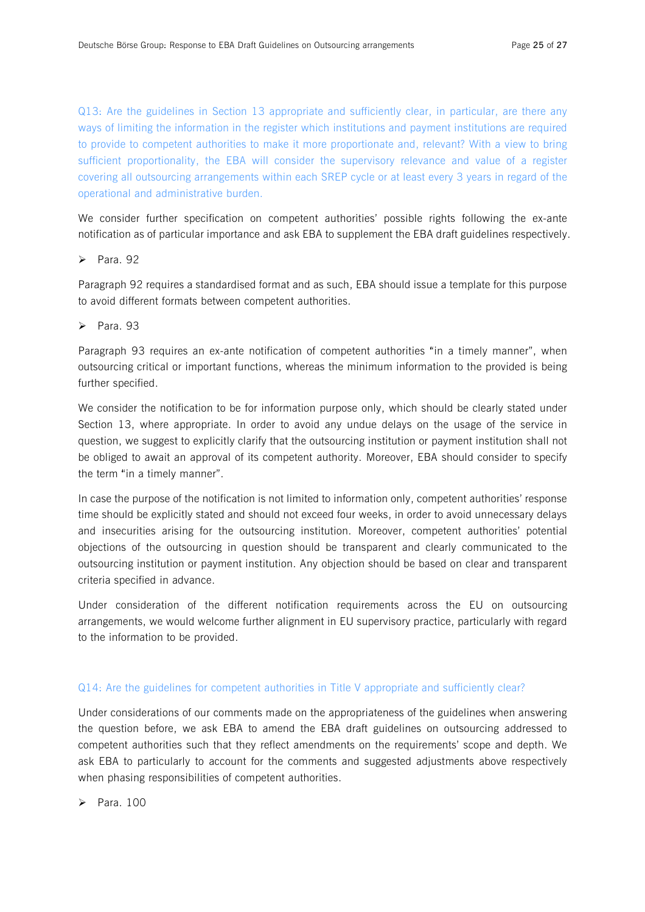Q13: Are the guidelines in Section 13 appropriate and sufficiently clear, in particular, are there any ways of limiting the information in the register which institutions and payment institutions are required to provide to competent authorities to make it more proportionate and, relevant? With a view to bring sufficient proportionality, the EBA will consider the supervisory relevance and value of a register covering all outsourcing arrangements within each SREP cycle or at least every 3 years in regard of the operational and administrative burden.

We consider further specification on competent authorities' possible rights following the ex-ante notification as of particular importance and ask EBA to supplement the EBA draft guidelines respectively.

- Para. 92

Paragraph 92 requires a standardised format and as such, EBA should issue a template for this purpose to avoid different formats between competent authorities.

- Para. 93

Paragraph 93 requires an ex-ante notification of competent authorities "in a timely manner", when outsourcing critical or important functions, whereas the minimum information to the provided is being further specified.

We consider the notification to be for information purpose only, which should be clearly stated under Section 13, where appropriate. In order to avoid any undue delays on the usage of the service in question, we suggest to explicitly clarify that the outsourcing institution or payment institution shall not be obliged to await an approval of its competent authority. Moreover, EBA should consider to specify the term "in a timely manner".

In case the purpose of the notification is not limited to information only, competent authorities' response time should be explicitly stated and should not exceed four weeks, in order to avoid unnecessary delays and insecurities arising for the outsourcing institution. Moreover, competent authorities' potential objections of the outsourcing in question should be transparent and clearly communicated to the outsourcing institution or payment institution. Any objection should be based on clear and transparent criteria specified in advance.

Under consideration of the different notification requirements across the EU on outsourcing arrangements, we would welcome further alignment in EU supervisory practice, particularly with regard to the information to be provided.

Q14: Are the guidelines for competent authorities in Title V appropriate and sufficiently clear?

Under considerations of our comments made on the appropriateness of the guidelines when answering the question before, we ask EBA to amend the EBA draft guidelines on outsourcing addressed to competent authorities such that they reflect amendments on the requirements' scope and depth. We ask EBA to particularly to account for the comments and suggested adjustments above respectively when phasing responsibilities of competent authorities.

- Para. 100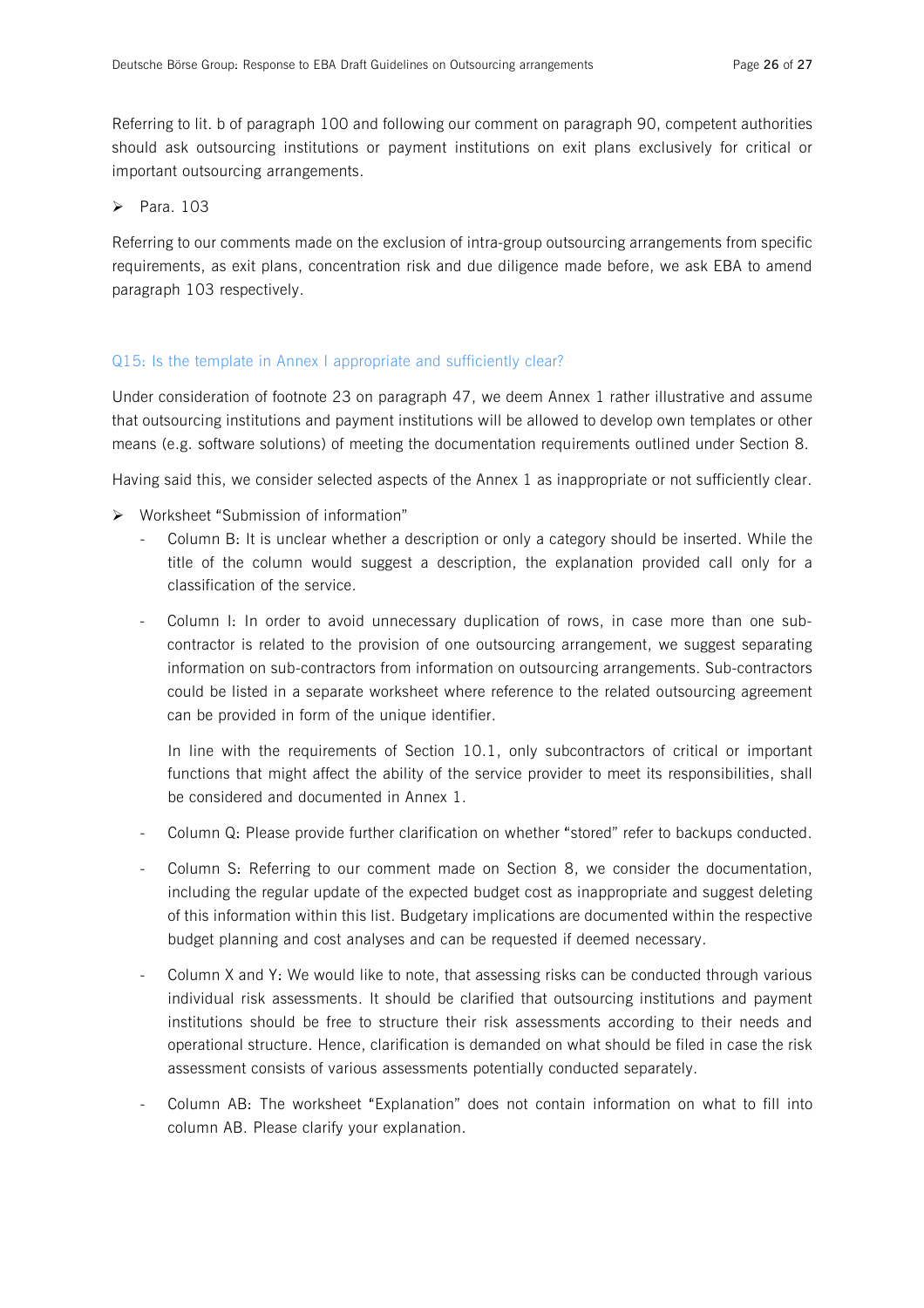Referring to lit. b of paragraph 100 and following our comment on paragraph 90, competent authorities should ask outsourcing institutions or payment institutions on exit plans exclusively for critical or important outsourcing arrangements.

- Para. 103

Referring to our comments made on the exclusion of intra-group outsourcing arrangements from specific requirements, as exit plans, concentration risk and due diligence made before, we ask EBA to amend paragraph 103 respectively.

### Q15: Is the template in Annex I appropriate and sufficiently clear?

Under consideration of footnote 23 on paragraph 47, we deem Annex 1 rather illustrative and assume that outsourcing institutions and payment institutions will be allowed to develop own templates or other means (e.g. software solutions) of meeting the documentation requirements outlined under Section 8.

Having said this, we consider selected aspects of the Annex 1 as inappropriate or not sufficiently clear.

- Worksheet "Submission of information"
  - Column B: It is unclear whether a description or only a category should be inserted. While the title of the column would suggest a description, the explanation provided call only for a classification of the service.
  - Column I: In order to avoid unnecessary duplication of rows, in case more than one sub-contractor is related to the provision of one outsourcing arrangement, we suggest separating information on sub-contractors from information on outsourcing arrangements. Sub-contractors could be listed in a separate worksheet where reference to the related outsourcing agreement can be provided in form of the unique identifier.

    In line with the requirements of Section 10.1, only subcontractors of critical or important functions that might affect the ability of the service provider to meet its responsibilities, shall be considered and documented in Annex 1.
  - Column Q: Please provide further clarification on whether "stored" refer to backups conducted.
  - Column S: Referring to our comment made on Section 8, we consider the documentation, including the regular update of the expected budget cost as inappropriate and suggest deleting of this information within this list. Budgetary implications are documented within the respective budget planning and cost analyses and can be requested if deemed necessary.
  - Column X and Y: We would like to note, that assessing risks can be conducted through various individual risk assessments. It should be clarified that outsourcing institutions and payment institutions should be free to structure their risk assessments according to their needs and operational structure. Hence, clarification is demanded on what should be filed in case the risk assessment consists of various assessments potentially conducted separately.
  - Column AB: The worksheet "Explanation" does not contain information on what to fill into column AB. Please clarify your explanation.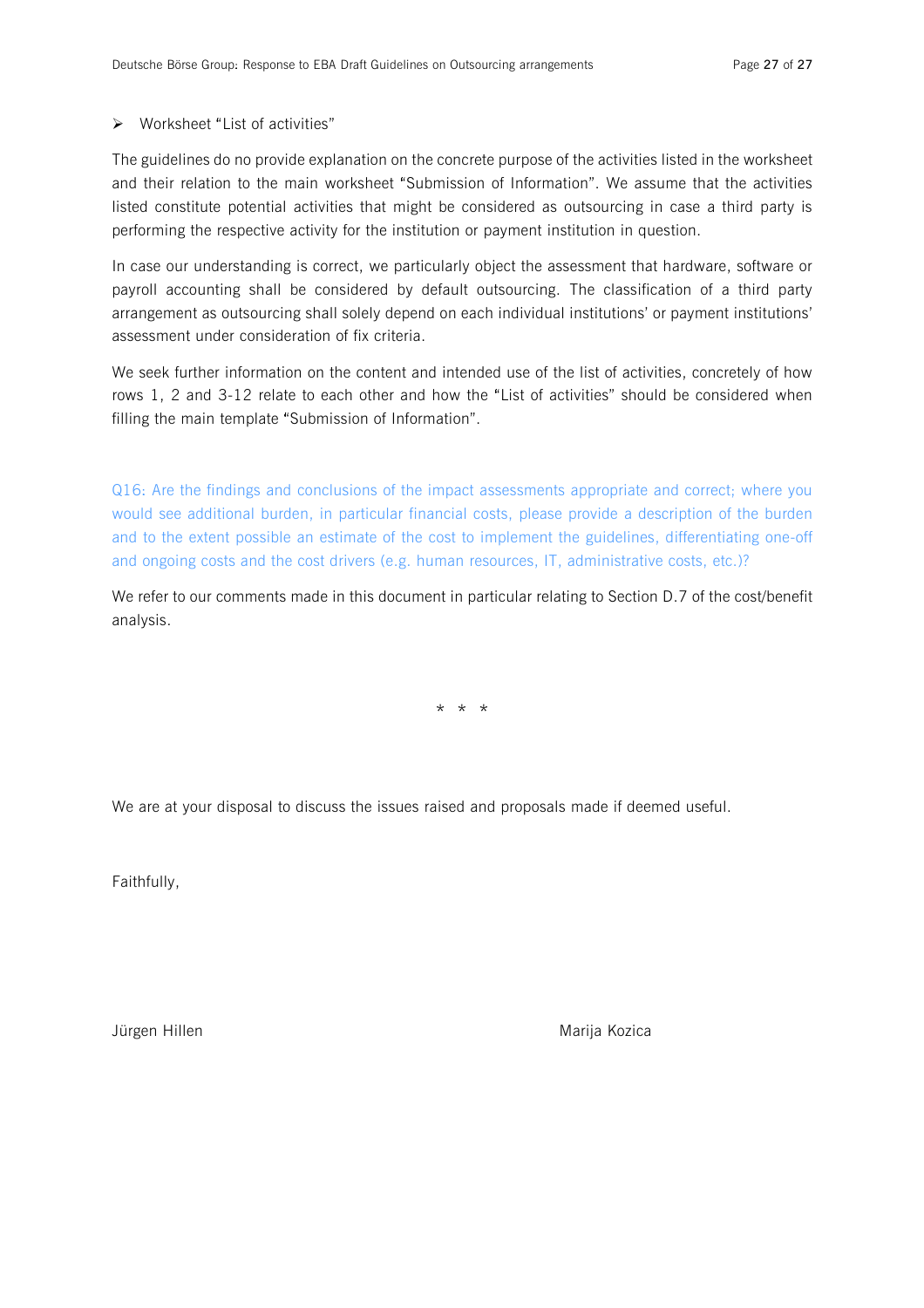- Worksheet "List of activities"

The guidelines do no provide explanation on the concrete purpose of the activities listed in the worksheet and their relation to the main worksheet "Submission of Information". We assume that the activities listed constitute potential activities that might be considered as outsourcing in case a third party is performing the respective activity for the institution or payment institution in question.

In case our understanding is correct, we particularly object the assessment that hardware, software or payroll accounting shall be considered by default outsourcing. The classification of a third party arrangement as outsourcing shall solely depend on each individual institutions' or payment institutions' assessment under consideration of fix criteria.

We seek further information on the content and intended use of the list of activities, concretely of how rows 1, 2 and 3-12 relate to each other and how the "List of activities" should be considered when filling the main template "Submission of Information".

Q16: Are the findings and conclusions of the impact assessments appropriate and correct; where you would see additional burden, in particular financial costs, please provide a description of the burden and to the extent possible an estimate of the cost to implement the guidelines, differentiating one-off and ongoing costs and the cost drivers (e.g. human resources, IT, administrative costs, etc.)?

We refer to our comments made in this document in particular relating to Section D.7 of the cost/benefit analysis.

\* \* \*

We are at your disposal to discuss the issues raised and proposals made if deemed useful.

Faithfully,

Jürgen Hillen

Marija Kozica